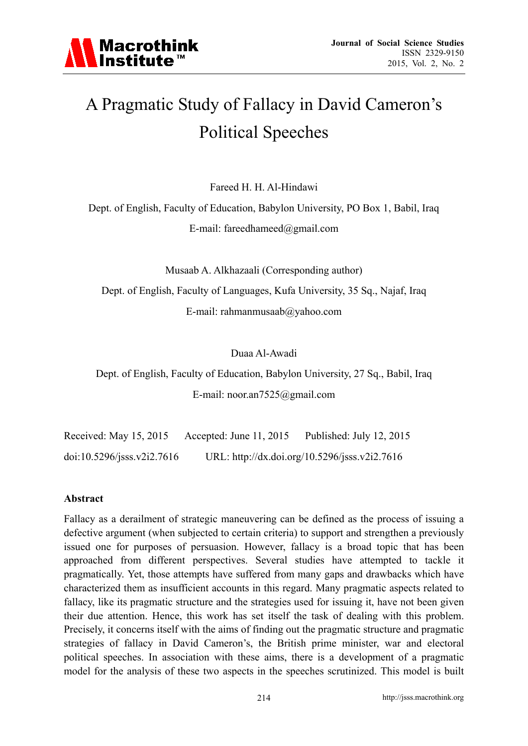# A Pragmatic Study of Fallacy in David Cameron's Political Speeches

Fareed H. H. Al-Hindawi

Dept. of English, Faculty of Education, Babylon University, PO Box 1, Babil, Iraq

E-mail: fareedhameed@gmail.com

Musaab A. Alkhazaali (Corresponding author)

Dept. of English, Faculty of Languages, Kufa University, 35 Sq., Najaf, Iraq

E-mail: rahmanmusaab@yahoo.com

Duaa Al-Awadi

Dept. of English, Faculty of Education, Babylon University, 27 Sq., Babil, Iraq

E-mail: noor.an7525@gmail.com

Received: May 15, 2015 Accepted: June 11, 2015 Published: July 12, 2015

doi:10.5296/jsss.v2i2.7616 URL: http://dx.doi.org/10.5296/jsss.v2i2.7616

## Abstract

Fallacy as a derailment of strategic maneuvering can be defined as the process of issuing a defective argument (when subjected to certain criteria) to support and strengthen a previously issued one for purposes of persuasion. However, fallacy is a broad topic that has been approached from different perspectives. Several studies have attempted to tackle it pragmatically. Yet, those attempts have suffered from many gaps and drawbacks which have characterized them as insufficient accounts in this regard. Many pragmatic aspects related to fallacy, like its pragmatic structure and the strategies used for issuing it, have not been given their due attention. Hence, this work has set itself the task of dealing with this problem. Precisely, it concerns itself with the aims of finding out the pragmatic structure and pragmatic strategies of fallacy in David Cameron's, the British prime minister, war and electoral political speeches. In association with these aims, there is a development of a pragmatic model for the analysis of these two aspects in the speeches scrutinized. This model is built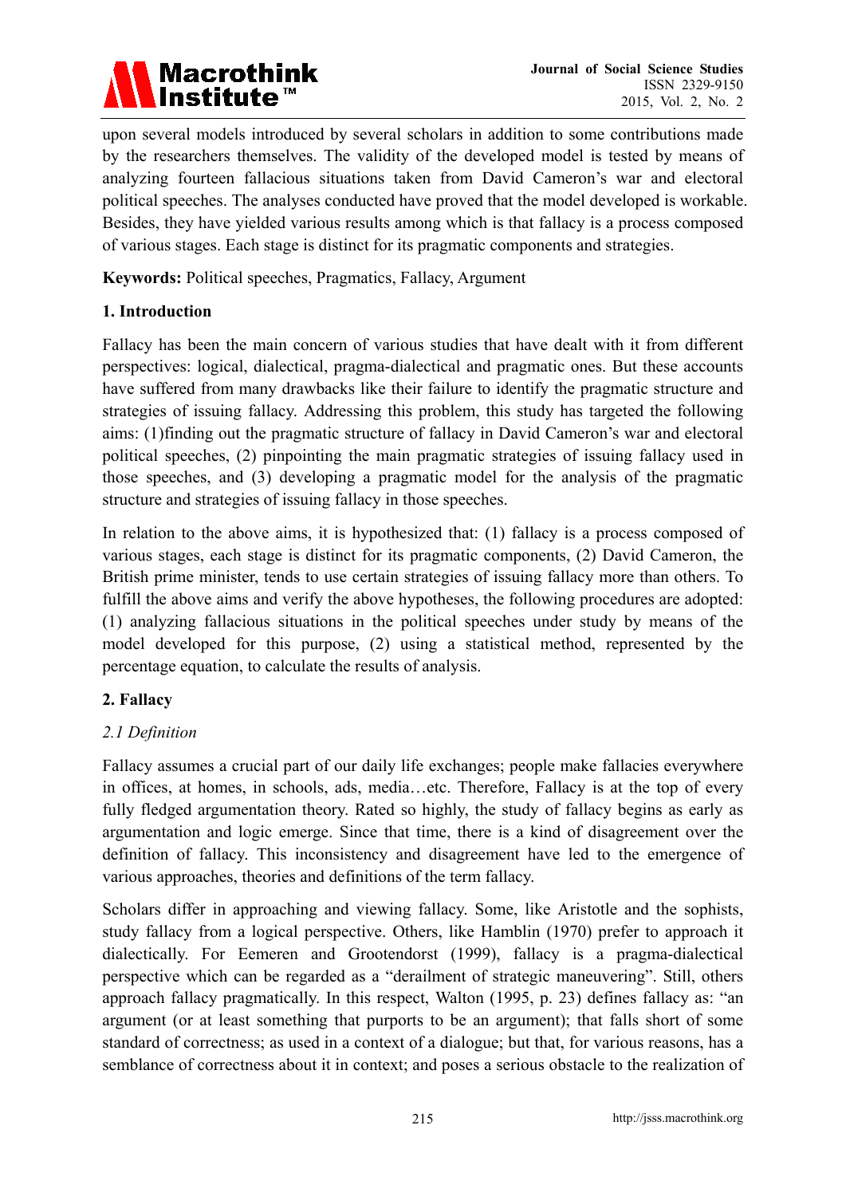upon several models introduced by several scholars in addition to some contributions made by the researchers themselves. The validity of the developed model is tested by means of analyzing fourteen fallacious situations taken from David Cameron's war and electoral political speeches. The analyses conducted have proved that the model developed is workable. Besides, they have yielded various results among which is that fallacy is a process composed of various stages. Each stage is distinct for its pragmatic components and strategies.

**Keywords:** Political speeches, Pragmatics, Fallacy, Argument

## 1. Introduction

Fallacy has been the main concern of various studies that have dealt with it from different perspectives: logical, dialectical, pragma-dialectical and pragmatic ones. But these accounts have suffered from many drawbacks like their failure to identify the pragmatic structure and strategies of issuing fallacy. Addressing this problem, this study has targeted the following aims: (1)finding out the pragmatic structure of fallacy in David Cameron's war and electoral political speeches, (2) pinpointing the main pragmatic strategies of issuing fallacy used in those speeches, and (3) developing a pragmatic model for the analysis of the pragmatic structure and strategies of issuing fallacy in those speeches.

In relation to the above aims, it is hypothesized that: (1) fallacy is a process composed of various stages, each stage is distinct for its pragmatic components, (2) David Cameron, the British prime minister, tends to use certain strategies of issuing fallacy more than others. To fulfill the above aims and verify the above hypotheses, the following procedures are adopted: (1) analyzing fallacious situations in the political speeches under study by means of the model developed for this purpose, (2) using a statistical method, represented by the percentage equation, to calculate the results of analysis.

## 2. Fallacy

### *2.1 Definition*

Fallacy assumes a crucial part of our daily life exchanges; people make fallacies everywhere in offices, at homes, in schools, ads, media…etc. Therefore, Fallacy is at the top of every fully fledged argumentation theory. Rated so highly, the study of fallacy begins as early as argumentation and logic emerge. Since that time, there is a kind of disagreement over the definition of fallacy. This inconsistency and disagreement have led to the emergence of various approaches, theories and definitions of the term fallacy.

Scholars differ in approaching and viewing fallacy. Some, like Aristotle and the sophists, study fallacy from a logical perspective. Others, like Hamblin (1970) prefer to approach it dialectically. For Eemeren and Grootendorst (1999), fallacy is a pragma-dialectical perspective which can be regarded as a "derailment of strategic maneuvering". Still, others approach fallacy pragmatically. In this respect, Walton (1995, p. 23) defines fallacy as: "an argument (or at least something that purports to be an argument); that falls short of some standard of correctness; as used in a context of a dialogue; but that, for various reasons, has a semblance of correctness about it in context; and poses a serious obstacle to the realization of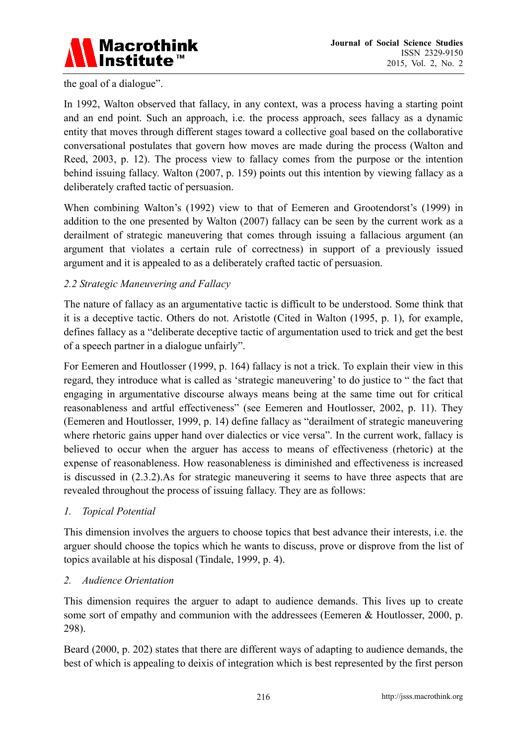the goal of a dialogue".

In 1992, Walton observed that fallacy, in any context, was a process having a starting point and an end point. Such an approach, i.e. the process approach, sees fallacy as a dynamic entity that moves through different stages toward a collective goal based on the collaborative conversational postulates that govern how moves are made during the process (Walton and Reed, 2003, p. 12). The process view to fallacy comes from the purpose or the intention behind issuing fallacy. Walton (2007, p. 159) points out this intention by viewing fallacy as a deliberately crafted tactic of persuasion.

When combining Walton's (1992) view to that of Eemeren and Grootendorst's (1999) in addition to the one presented by Walton (2007) fallacy can be seen by the current work as a derailment of strategic maneuvering that comes through issuing a fallacious argument (an argument that violates a certain rule of correctness) in support of a previously issued argument and it is appealed to as a deliberately crafted tactic of persuasion.

### *2.2 Strategic Maneuvering and Fallacy*

The nature of fallacy as an argumentative tactic is difficult to be understood. Some think that it is a deceptive tactic. Others do not. Aristotle (Cited in Walton (1995, p. 1), for example, defines fallacy as a "deliberate deceptive tactic of argumentation used to trick and get the best of a speech partner in a dialogue unfairly".

For Eemeren and Houtlosser (1999, p. 164) fallacy is not a trick. To explain their view in this regard, they introduce what is called as 'strategic maneuvering' to do justice to " the fact that engaging in argumentative discourse always means being at the same time out for critical reasonableness and artful effectiveness" (see Eemeren and Houtlosser, 2002, p. 11). They (Eemeren and Houtlosser, 1999, p. 14) define fallacy as "derailment of strategic maneuvering where rhetoric gains upper hand over dialectics or vice versa". In the current work, fallacy is believed to occur when the arguer has access to means of effectiveness (rhetoric) at the expense of reasonableness. How reasonableness is diminished and effectiveness is increased is discussed in (2.3.2).As for strategic maneuvering it seems to have three aspects that are revealed throughout the process of issuing fallacy. They are as follows:

1. *Topical Potential*

This dimension involves the arguers to choose topics that best advance their interests, i.e. the arguer should choose the topics which he wants to discuss, prove or disprove from the list of topics available at his disposal (Tindale, 1999, p. 4).

2. *Audience Orientation*

This dimension requires the arguer to adapt to audience demands. This lives up to create some sort of empathy and communion with the addressees (Eemeren & Houtlosser, 2000, p. 298).

Beard (2000, p. 202) states that there are different ways of adapting to audience demands, the best of which is appealing to deixis of integration which is best represented by the first person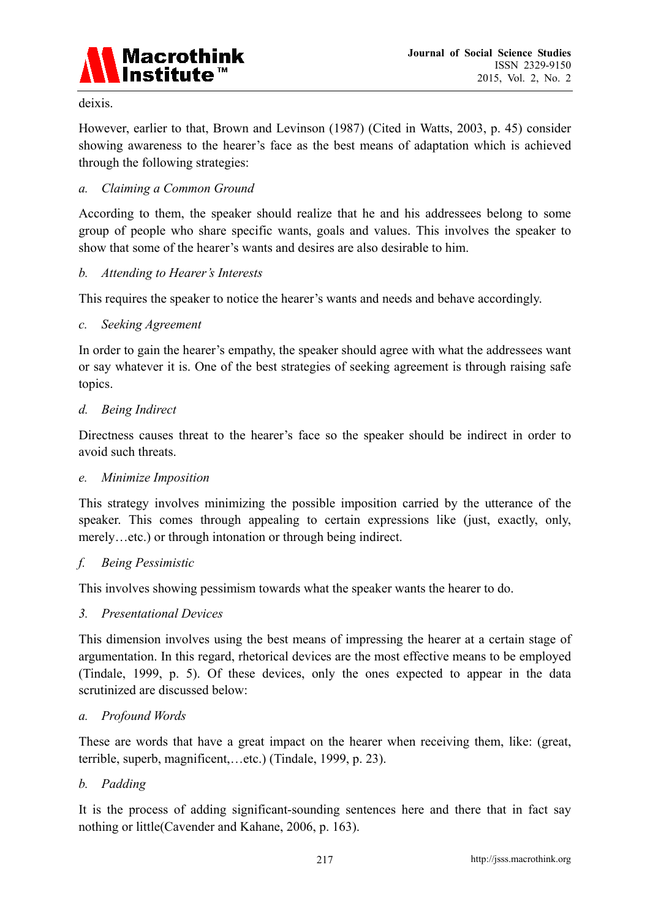deixis.

However, earlier to that, Brown and Levinson (1987) (Cited in Watts, 2003, p. 45) consider showing awareness to the hearer's face as the best means of adaptation which is achieved through the following strategies:

*a. Claiming a Common Ground*

According to them, the speaker should realize that he and his addressees belong to some group of people who share specific wants, goals and values. This involves the speaker to show that some of the hearer's wants and desires are also desirable to him.

*b. Attending to Hearer's Interests*

This requires the speaker to notice the hearer's wants and needs and behave accordingly.

*c. Seeking Agreement*

In order to gain the hearer's empathy, the speaker should agree with what the addressees want or say whatever it is. One of the best strategies of seeking agreement is through raising safe topics.

*d. Being Indirect*

Directness causes threat to the hearer's face so the speaker should be indirect in order to avoid such threats.

*e. Minimize Imposition*

This strategy involves minimizing the possible imposition carried by the utterance of the speaker. This comes through appealing to certain expressions like (just, exactly, only, merely…etc.) or through intonation or through being indirect.

*f. Being Pessimistic*

This involves showing pessimism towards what the speaker wants the hearer to do.

*3. Presentational Devices*

This dimension involves using the best means of impressing the hearer at a certain stage of argumentation. In this regard, rhetorical devices are the most effective means to be employed (Tindale, 1999, p. 5). Of these devices, only the ones expected to appear in the data scrutinized are discussed below:

*a. Profound Words*

These are words that have a great impact on the hearer when receiving them, like: (great, terrible, superb, magnificent,…etc.) (Tindale, 1999, p. 23).

*b. Padding*

It is the process of adding significant-sounding sentences here and there that in fact say nothing or little(Cavender and Kahane, 2006, p. 163).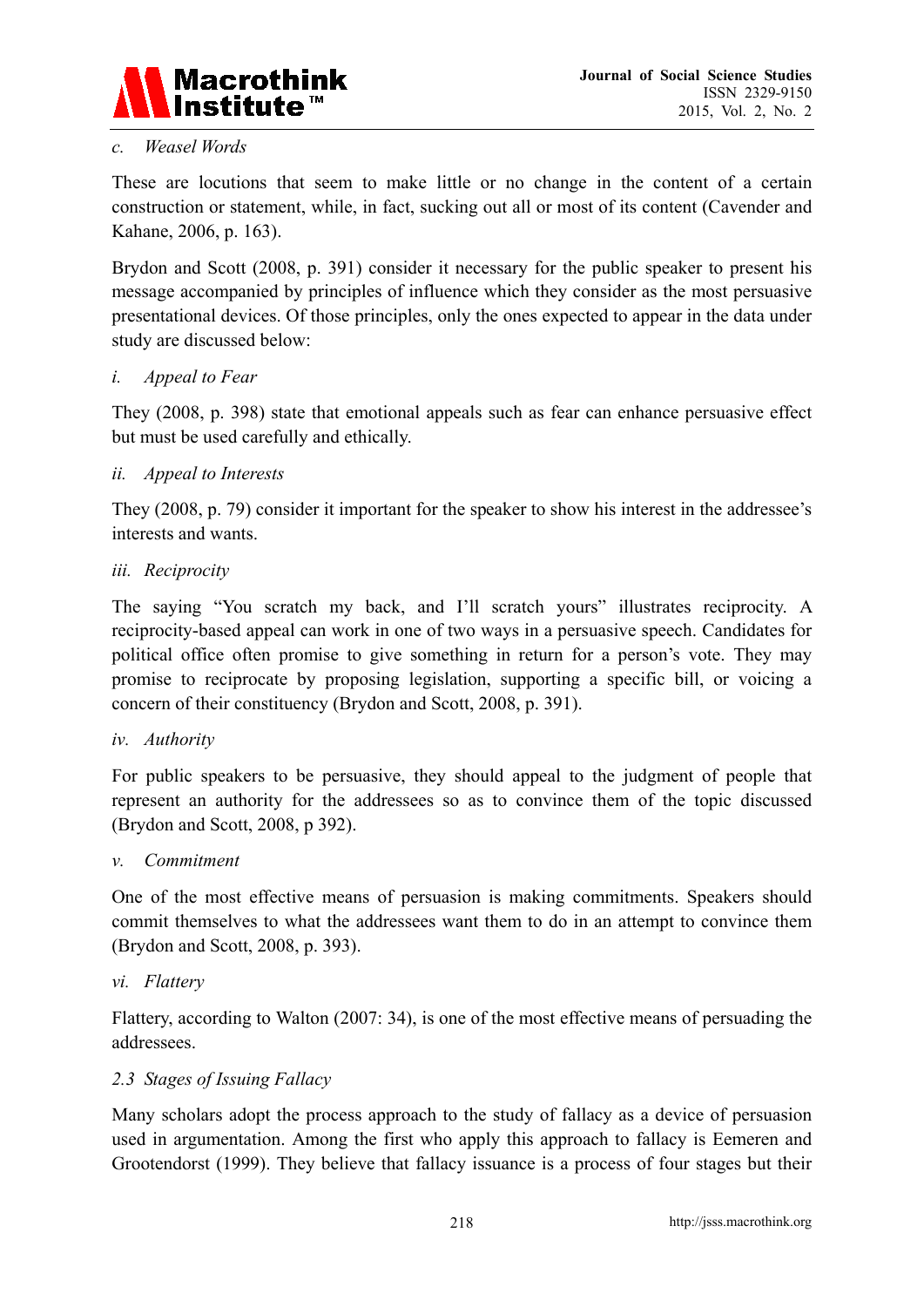*c. Weasel Words*

These are locutions that seem to make little or no change in the content of a certain construction or statement, while, in fact, sucking out all or most of its content (Cavender and Kahane, 2006, p. 163).

Brydon and Scott (2008, p. 391) consider it necessary for the public speaker to present his message accompanied by principles of influence which they consider as the most persuasive presentational devices. Of those principles, only the ones expected to appear in the data under study are discussed below:

*i. Appeal to Fear*

They (2008, p. 398) state that emotional appeals such as fear can enhance persuasive effect but must be used carefully and ethically.

*ii. Appeal to Interests*

They (2008, p. 79) consider it important for the speaker to show his interest in the addressee's interests and wants.

*iii. Reciprocity*

The saying "You scratch my back, and I'll scratch yours" illustrates reciprocity. A reciprocity-based appeal can work in one of two ways in a persuasive speech. Candidates for political office often promise to give something in return for a person's vote. They may promise to reciprocate by proposing legislation, supporting a specific bill, or voicing a concern of their constituency (Brydon and Scott, 2008, p. 391).

*iv. Authority*

For public speakers to be persuasive, they should appeal to the judgment of people that represent an authority for the addressees so as to convince them of the topic discussed (Brydon and Scott, 2008, p 392).

*v. Commitment*

One of the most effective means of persuasion is making commitments. Speakers should commit themselves to what the addressees want them to do in an attempt to convince them (Brydon and Scott, 2008, p. 393).

*vi. Flattery*

Flattery, according to Walton (2007: 34), is one of the most effective means of persuading the addressees.

### *2.3 Stages of Issuing Fallacy*

Many scholars adopt the process approach to the study of fallacy as a device of persuasion used in argumentation. Among the first who apply this approach to fallacy is Eemeren and Grootendorst (1999). They believe that fallacy issuance is a process of four stages but their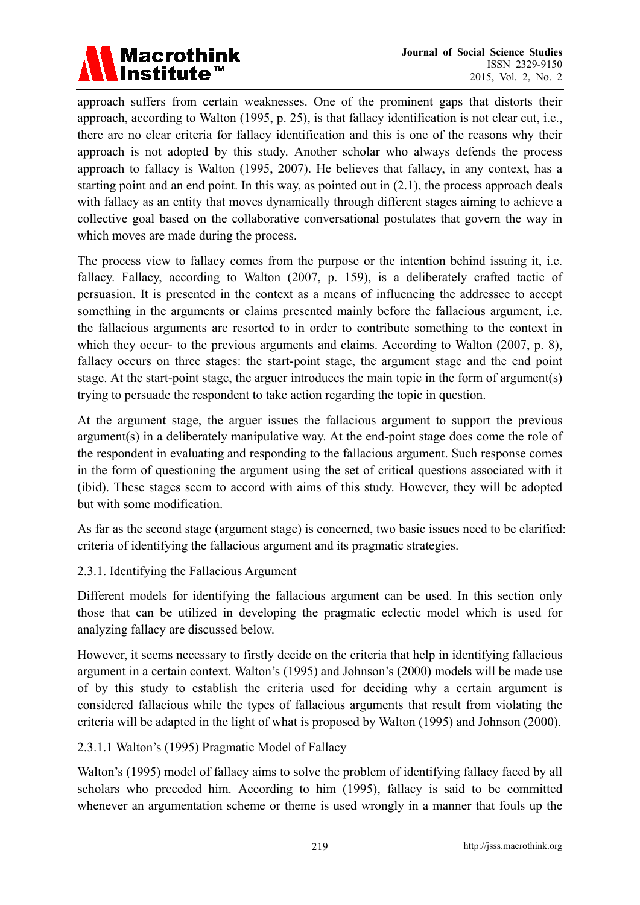approach suffers from certain weaknesses. One of the prominent gaps that distorts their approach, according to Walton (1995, p. 25), is that fallacy identification is not clear cut, i.e., there are no clear criteria for fallacy identification and this is one of the reasons why their approach is not adopted by this study. Another scholar who always defends the process approach to fallacy is Walton (1995, 2007). He believes that fallacy, in any context, has a starting point and an end point. In this way, as pointed out in (2.1), the process approach deals with fallacy as an entity that moves dynamically through different stages aiming to achieve a collective goal based on the collaborative conversational postulates that govern the way in which moves are made during the process.

The process view to fallacy comes from the purpose or the intention behind issuing it, i.e. fallacy. Fallacy, according to Walton (2007, p. 159), is a deliberately crafted tactic of persuasion. It is presented in the context as a means of influencing the addressee to accept something in the arguments or claims presented mainly before the fallacious argument, i.e. the fallacious arguments are resorted to in order to contribute something to the context in which they occur- to the previous arguments and claims. According to Walton (2007, p. 8), fallacy occurs on three stages: the start-point stage, the argument stage and the end point stage. At the start-point stage, the arguer introduces the main topic in the form of argument(s) trying to persuade the respondent to take action regarding the topic in question.

At the argument stage, the arguer issues the fallacious argument to support the previous argument(s) in a deliberately manipulative way. At the end-point stage does come the role of the respondent in evaluating and responding to the fallacious argument. Such response comes in the form of questioning the argument using the set of critical questions associated with it (ibid). These stages seem to accord with aims of this study. However, they will be adopted but with some modification.

As far as the second stage (argument stage) is concerned, two basic issues need to be clarified: criteria of identifying the fallacious argument and its pragmatic strategies.

### 2.3.1. Identifying the Fallacious Argument

Different models for identifying the fallacious argument can be used. In this section only those that can be utilized in developing the pragmatic eclectic model which is used for analyzing fallacy are discussed below.

However, it seems necessary to firstly decide on the criteria that help in identifying fallacious argument in a certain context. Walton's (1995) and Johnson's (2000) models will be made use of by this study to establish the criteria used for deciding why a certain argument is considered fallacious while the types of fallacious arguments that result from violating the criteria will be adapted in the light of what is proposed by Walton (1995) and Johnson (2000).

#### 2.3.1.1 Walton's (1995) Pragmatic Model of Fallacy

Walton's (1995) model of fallacy aims to solve the problem of identifying fallacy faced by all scholars who preceded him. According to him (1995), fallacy is said to be committed whenever an argumentation scheme or theme is used wrongly in a manner that fouls up the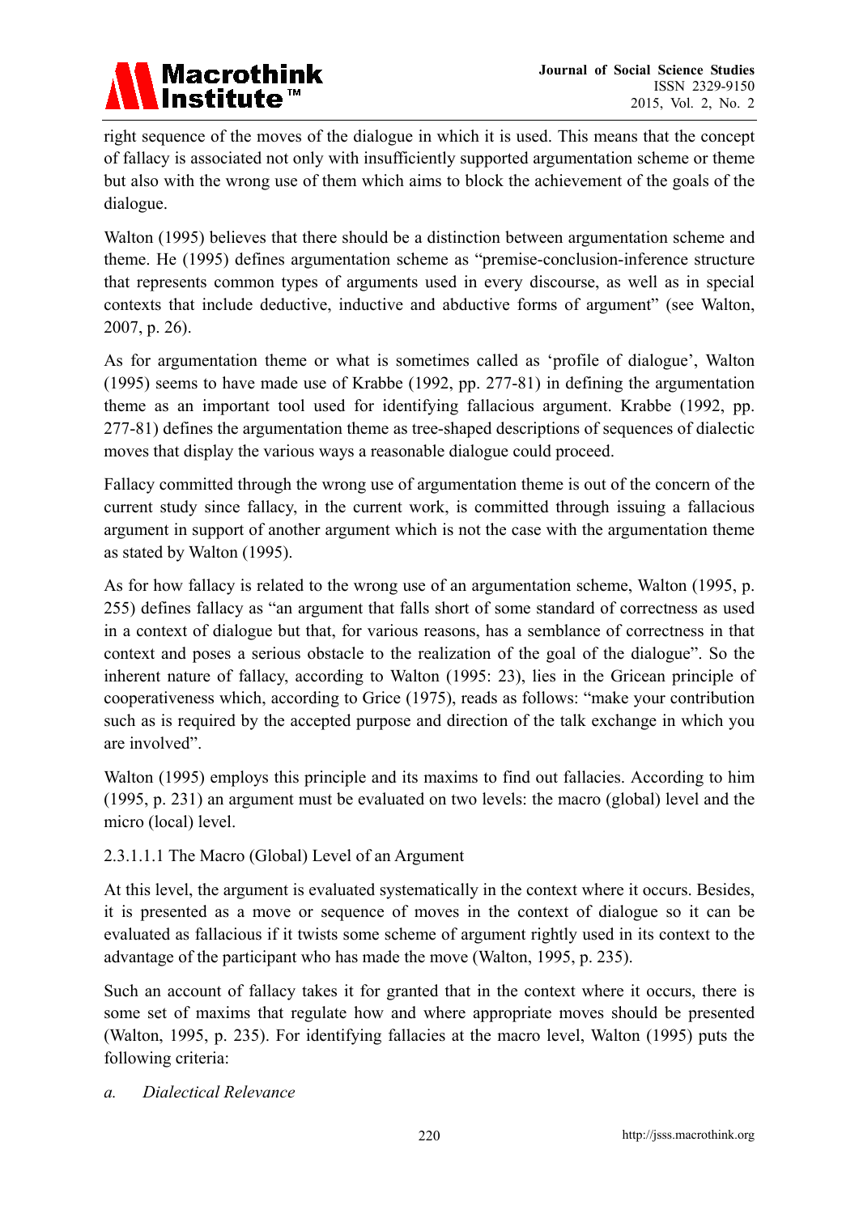right sequence of the moves of the dialogue in which it is used. This means that the concept of fallacy is associated not only with insufficiently supported argumentation scheme or theme but also with the wrong use of them which aims to block the achievement of the goals of the dialogue.

Walton (1995) believes that there should be a distinction between argumentation scheme and theme. He (1995) defines argumentation scheme as "premise-conclusion-inference structure that represents common types of arguments used in every discourse, as well as in special contexts that include deductive, inductive and abductive forms of argument" (see Walton, 2007, p. 26).

As for argumentation theme or what is sometimes called as 'profile of dialogue', Walton (1995) seems to have made use of Krabbe (1992, pp. 277-81) in defining the argumentation theme as an important tool used for identifying fallacious argument. Krabbe (1992, pp. 277-81) defines the argumentation theme as tree-shaped descriptions of sequences of dialectic moves that display the various ways a reasonable dialogue could proceed.

Fallacy committed through the wrong use of argumentation theme is out of the concern of the current study since fallacy, in the current work, is committed through issuing a fallacious argument in support of another argument which is not the case with the argumentation theme as stated by Walton (1995).

As for how fallacy is related to the wrong use of an argumentation scheme, Walton (1995, p. 255) defines fallacy as "an argument that falls short of some standard of correctness as used in a context of dialogue but that, for various reasons, has a semblance of correctness in that context and poses a serious obstacle to the realization of the goal of the dialogue". So the inherent nature of fallacy, according to Walton (1995: 23), lies in the Gricean principle of cooperativeness which, according to Grice (1975), reads as follows: "make your contribution such as is required by the accepted purpose and direction of the talk exchange in which you are involved".

Walton (1995) employs this principle and its maxims to find out fallacies. According to him (1995, p. 231) an argument must be evaluated on two levels: the macro (global) level and the micro (local) level.

2.3.1.1.1 The Macro (Global) Level of an Argument

At this level, the argument is evaluated systematically in the context where it occurs. Besides, it is presented as a move or sequence of moves in the context of dialogue so it can be evaluated as fallacious if it twists some scheme of argument rightly used in its context to the advantage of the participant who has made the move (Walton, 1995, p. 235).

Such an account of fallacy takes it for granted that in the context where it occurs, there is some set of maxims that regulate how and where appropriate moves should be presented (Walton, 1995, p. 235). For identifying fallacies at the macro level, Walton (1995) puts the following criteria:

*a. Dialectical Relevance*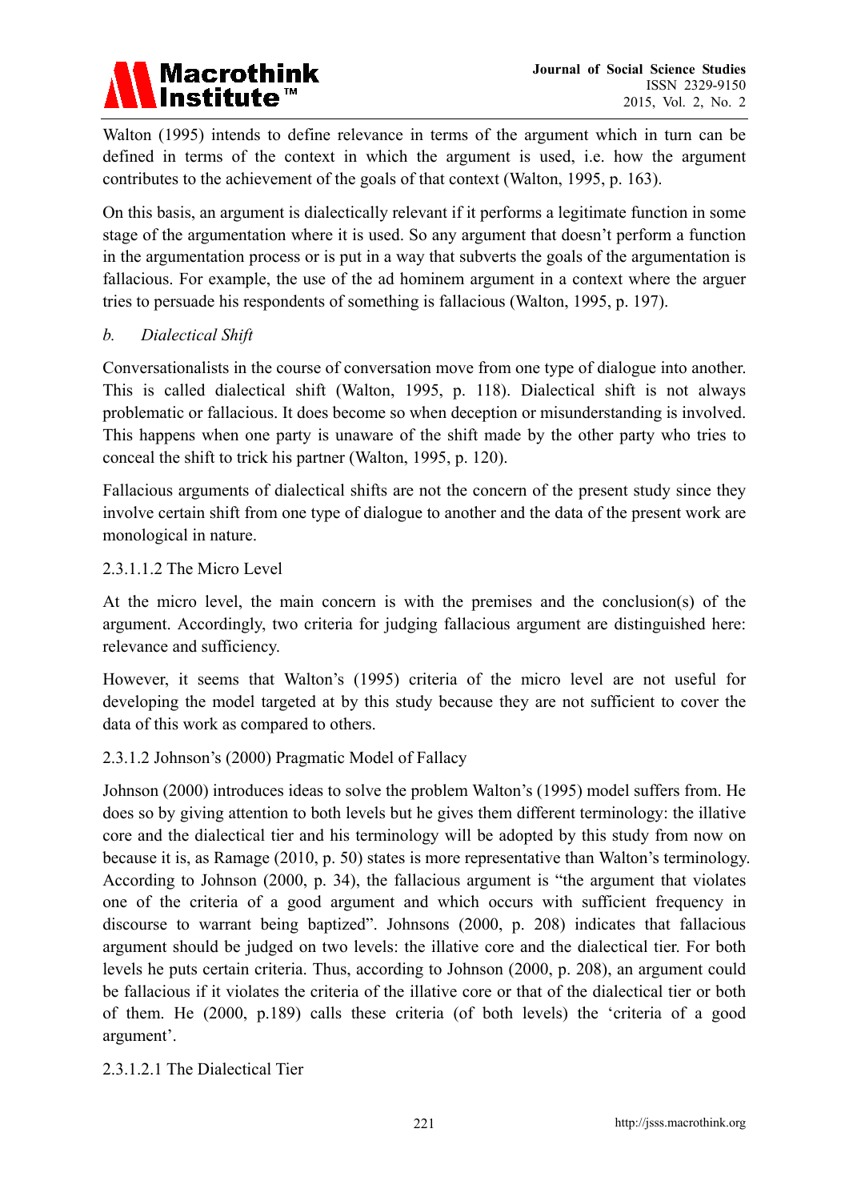Walton (1995) intends to define relevance in terms of the argument which in turn can be defined in terms of the context in which the argument is used, i.e. how the argument contributes to the achievement of the goals of that context (Walton, 1995, p. 163).

On this basis, an argument is dialectically relevant if it performs a legitimate function in some stage of the argumentation where it is used. So any argument that doesn't perform a function in the argumentation process or is put in a way that subverts the goals of the argumentation is fallacious. For example, the use of the ad hominem argument in a context where the arguer tries to persuade his respondents of something is fallacious (Walton, 1995, p. 197).

*b. Dialectical Shift*

Conversationalists in the course of conversation move from one type of dialogue into another. This is called dialectical shift (Walton, 1995, p. 118). Dialectical shift is not always problematic or fallacious. It does become so when deception or misunderstanding is involved. This happens when one party is unaware of the shift made by the other party who tries to conceal the shift to trick his partner (Walton, 1995, p. 120).

Fallacious arguments of dialectical shifts are not the concern of the present study since they involve certain shift from one type of dialogue to another and the data of the present work are monological in nature.

2.3.1.1.2 The Micro Level

At the micro level, the main concern is with the premises and the conclusion(s) of the argument. Accordingly, two criteria for judging fallacious argument are distinguished here: relevance and sufficiency.

However, it seems that Walton's (1995) criteria of the micro level are not useful for developing the model targeted at by this study because they are not sufficient to cover the data of this work as compared to others.

2.3.1.2 Johnson's (2000) Pragmatic Model of Fallacy

Johnson (2000) introduces ideas to solve the problem Walton's (1995) model suffers from. He does so by giving attention to both levels but he gives them different terminology: the illative core and the dialectical tier and his terminology will be adopted by this study from now on because it is, as Ramage (2010, p. 50) states is more representative than Walton's terminology. According to Johnson (2000, p. 34), the fallacious argument is "the argument that violates one of the criteria of a good argument and which occurs with sufficient frequency in discourse to warrant being baptized". Johnsons (2000, p. 208) indicates that fallacious argument should be judged on two levels: the illative core and the dialectical tier. For both levels he puts certain criteria. Thus, according to Johnson (2000, p. 208), an argument could be fallacious if it violates the criteria of the illative core or that of the dialectical tier or both of them. He (2000, p.189) calls these criteria (of both levels) the 'criteria of a good argument'.

2.3.1.2.1 The Dialectical Tier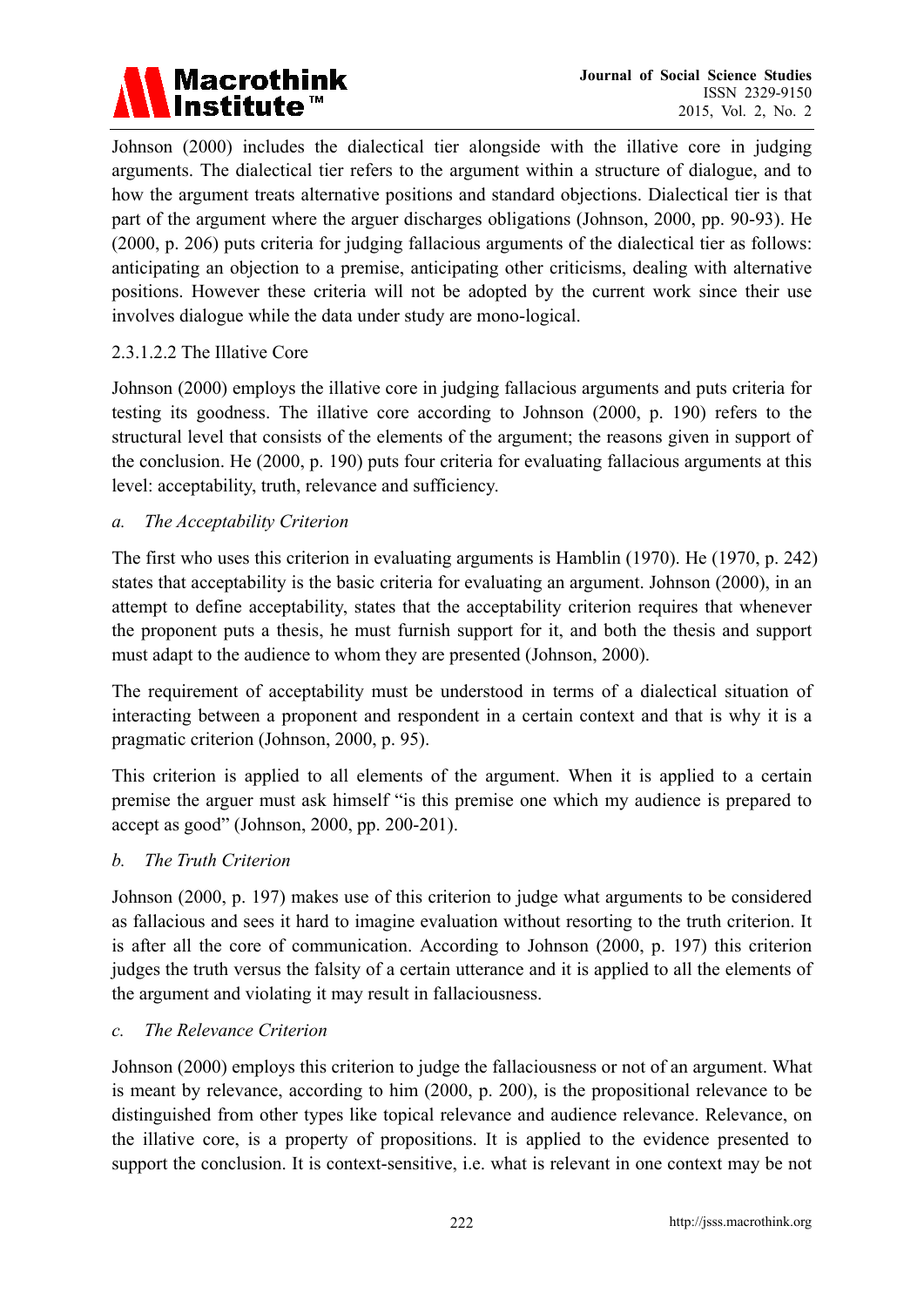Johnson (2000) includes the dialectical tier alongside with the illative core in judging arguments. The dialectical tier refers to the argument within a structure of dialogue, and to how the argument treats alternative positions and standard objections. Dialectical tier is that part of the argument where the arguer discharges obligations (Johnson, 2000, pp. 90-93). He (2000, p. 206) puts criteria for judging fallacious arguments of the dialectical tier as follows: anticipating an objection to a premise, anticipating other criticisms, dealing with alternative positions. However these criteria will not be adopted by the current work since their use involves dialogue while the data under study are mono-logical.

#### 2.3.1.2.2 The Illative Core

Johnson (2000) employs the illative core in judging fallacious arguments and puts criteria for testing its goodness. The illative core according to Johnson (2000, p. 190) refers to the structural level that consists of the elements of the argument; the reasons given in support of the conclusion. He (2000, p. 190) puts four criteria for evaluating fallacious arguments at this level: acceptability, truth, relevance and sufficiency.

*a. The Acceptability Criterion*

The first who uses this criterion in evaluating arguments is Hamblin (1970). He (1970, p. 242) states that acceptability is the basic criteria for evaluating an argument. Johnson (2000), in an attempt to define acceptability, states that the acceptability criterion requires that whenever the proponent puts a thesis, he must furnish support for it, and both the thesis and support must adapt to the audience to whom they are presented (Johnson, 2000).

The requirement of acceptability must be understood in terms of a dialectical situation of interacting between a proponent and respondent in a certain context and that is why it is a pragmatic criterion (Johnson, 2000, p. 95).

This criterion is applied to all elements of the argument. When it is applied to a certain premise the arguer must ask himself "is this premise one which my audience is prepared to accept as good" (Johnson, 2000, pp. 200-201).

*b. The Truth Criterion*

Johnson (2000, p. 197) makes use of this criterion to judge what arguments to be considered as fallacious and sees it hard to imagine evaluation without resorting to the truth criterion. It is after all the core of communication. According to Johnson (2000, p. 197) this criterion judges the truth versus the falsity of a certain utterance and it is applied to all the elements of the argument and violating it may result in fallaciousness.

*c. The Relevance Criterion*

Johnson (2000) employs this criterion to judge the fallaciousness or not of an argument. What is meant by relevance, according to him (2000, p. 200), is the propositional relevance to be distinguished from other types like topical relevance and audience relevance. Relevance, on the illative core, is a property of propositions. It is applied to the evidence presented to support the conclusion. It is context-sensitive, i.e. what is relevant in one context may be not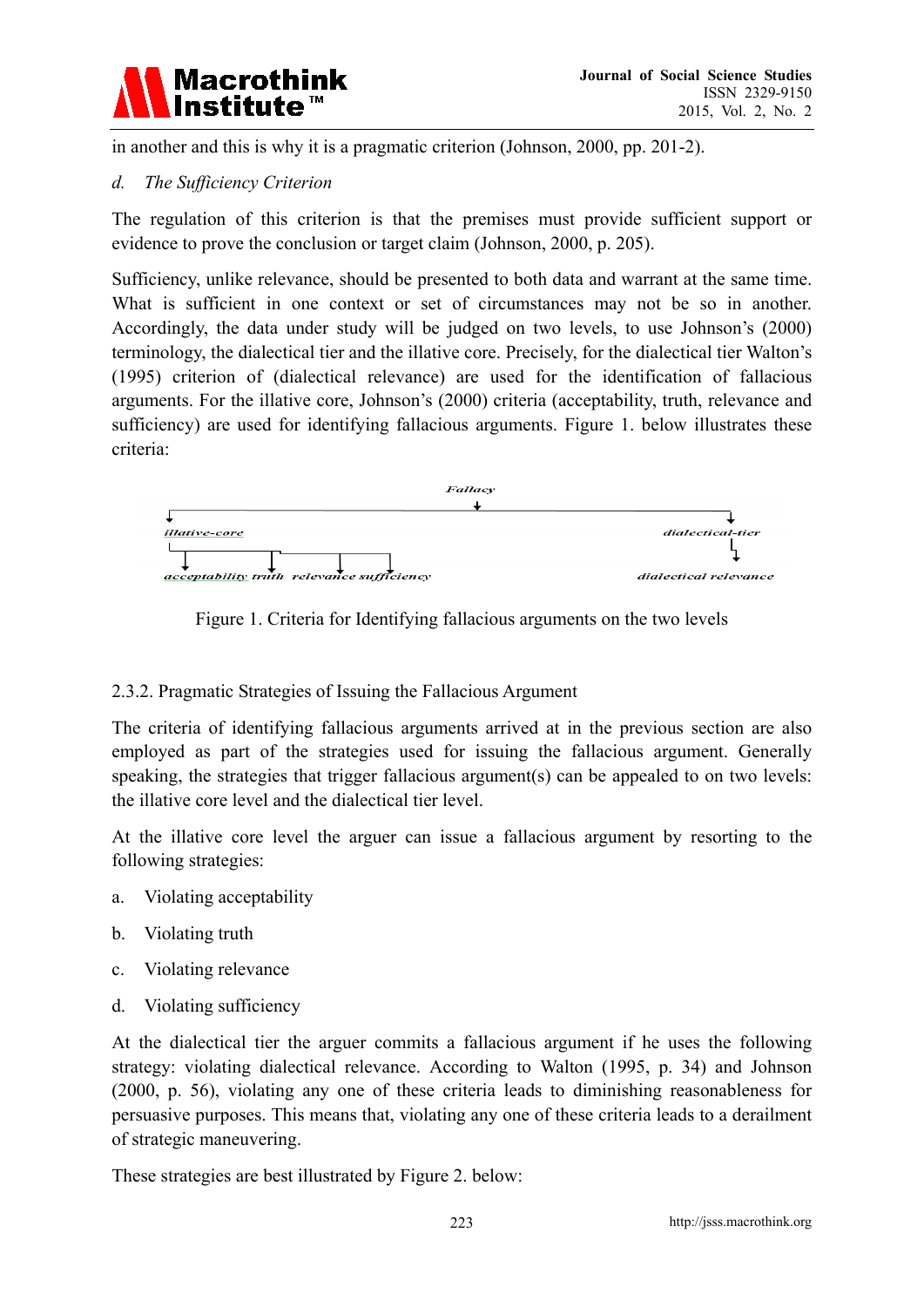in another and this is why it is a pragmatic criterion (Johnson, 2000, pp. 201-2).

*d. The Sufficiency Criterion*

The regulation of this criterion is that the premises must provide sufficient support or evidence to prove the conclusion or target claim (Johnson, 2000, p. 205).

Sufficiency, unlike relevance, should be presented to both data and warrant at the same time. What is sufficient in one context or set of circumstances may not be so in another. Accordingly, the data under study will be judged on two levels, to use Johnson's (2000) terminology, the dialectical tier and the illative core. Precisely, for the dialectical tier Walton's (1995) criterion of (dialectical relevance) are used for the identification of fallacious arguments. For the illative core, Johnson's (2000) criteria (acceptability, truth, relevance and sufficiency) are used for identifying fallacious arguments. Figure 1. below illustrates these criteria:

Fallacy

illative-core | dialectical-tier

acceptability truth relevance sufficiency | dialectical relevance

Figure 1. Criteria for Identifying fallacious arguments on the two levels

2.3.2. Pragmatic Strategies of Issuing the Fallacious Argument

The criteria of identifying fallacious arguments arrived at in the previous section are also employed as part of the strategies used for issuing the fallacious argument. Generally speaking, the strategies that trigger fallacious argument(s) can be appealed to on two levels: the illative core level and the dialectical tier level.

At the illative core level the arguer can issue a fallacious argument by resorting to the following strategies:

a. Violating acceptability

b. Violating truth

c. Violating relevance

d. Violating sufficiency

At the dialectical tier the arguer commits a fallacious argument if he uses the following strategy: violating dialectical relevance. According to Walton (1995, p. 34) and Johnson (2000, p. 56), violating any one of these criteria leads to diminishing reasonableness for persuasive purposes. This means that, violating any one of these criteria leads to a derailment of strategic maneuvering.

These strategies are best illustrated by Figure 2. below: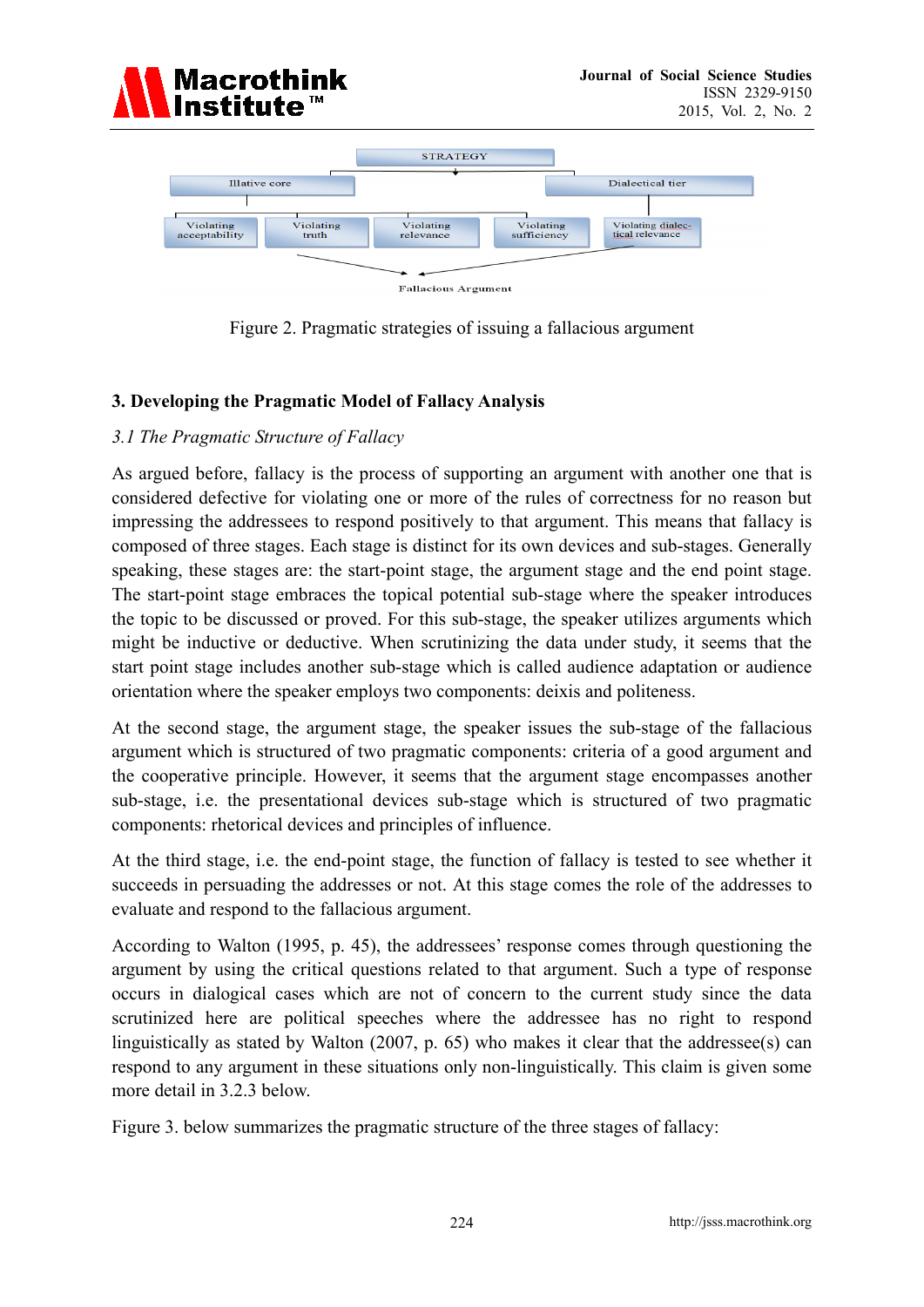STRATEGY

Illative core

Dialectical tier

Violating acceptability

Violating truth

Violating relevance

Violating sufficiency

Violating dialectical relevance

Fallacious Argument

Figure 2. Pragmatic strategies of issuing a fallacious argument

## 3. Developing the Pragmatic Model of Fallacy Analysis

### *3.1 The Pragmatic Structure of Fallacy*

As argued before, fallacy is the process of supporting an argument with another one that is considered defective for violating one or more of the rules of correctness for no reason but impressing the addressees to respond positively to that argument. This means that fallacy is composed of three stages. Each stage is distinct for its own devices and sub-stages. Generally speaking, these stages are: the start-point stage, the argument stage and the end point stage. The start-point stage embraces the topical potential sub-stage where the speaker introduces the topic to be discussed or proved. For this sub-stage, the speaker utilizes arguments which might be inductive or deductive. When scrutinizing the data under study, it seems that the start point stage includes another sub-stage which is called audience adaptation or audience orientation where the speaker employs two components: deixis and politeness.

At the second stage, the argument stage, the speaker issues the sub-stage of the fallacious argument which is structured of two pragmatic components: criteria of a good argument and the cooperative principle. However, it seems that the argument stage encompasses another sub-stage, i.e. the presentational devices sub-stage which is structured of two pragmatic components: rhetorical devices and principles of influence.

At the third stage, i.e. the end-point stage, the function of fallacy is tested to see whether it succeeds in persuading the addresses or not. At this stage comes the role of the addresses to evaluate and respond to the fallacious argument.

According to Walton (1995, p. 45), the addressees' response comes through questioning the argument by using the critical questions related to that argument. Such a type of response occurs in dialogical cases which are not of concern to the current study since the data scrutinized here are political speeches where the addressee has no right to respond linguistically as stated by Walton (2007, p. 65) who makes it clear that the addressee(s) can respond to any argument in these situations only non-linguistically. This claim is given some more detail in 3.2.3 below.

Figure 3. below summarizes the pragmatic structure of the three stages of fallacy: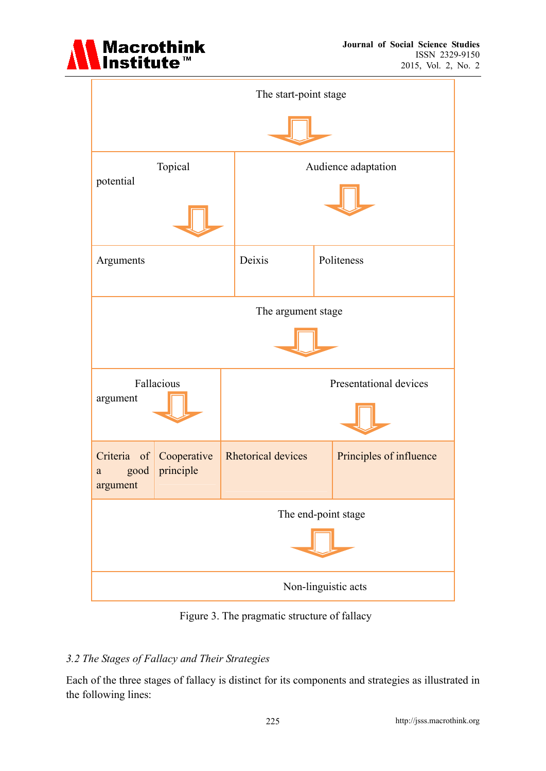| The start-point stage | | | |
|---|---|---|---|
| Topical potential | | Audience adaptation | |
| Arguments | | Deixis | Politeness |
| The argument stage | | | |
| Fallacious argument | | Presentational devices | |
| Criteria of a good argument | Cooperative principle | Rhetorical devices | Principles of influence |
| The end-point stage | | | |
| Non-linguistic acts | | | |

Figure 3. The pragmatic structure of fallacy

### *3.2 The Stages of Fallacy and Their Strategies*

Each of the three stages of fallacy is distinct for its components and strategies as illustrated in the following lines: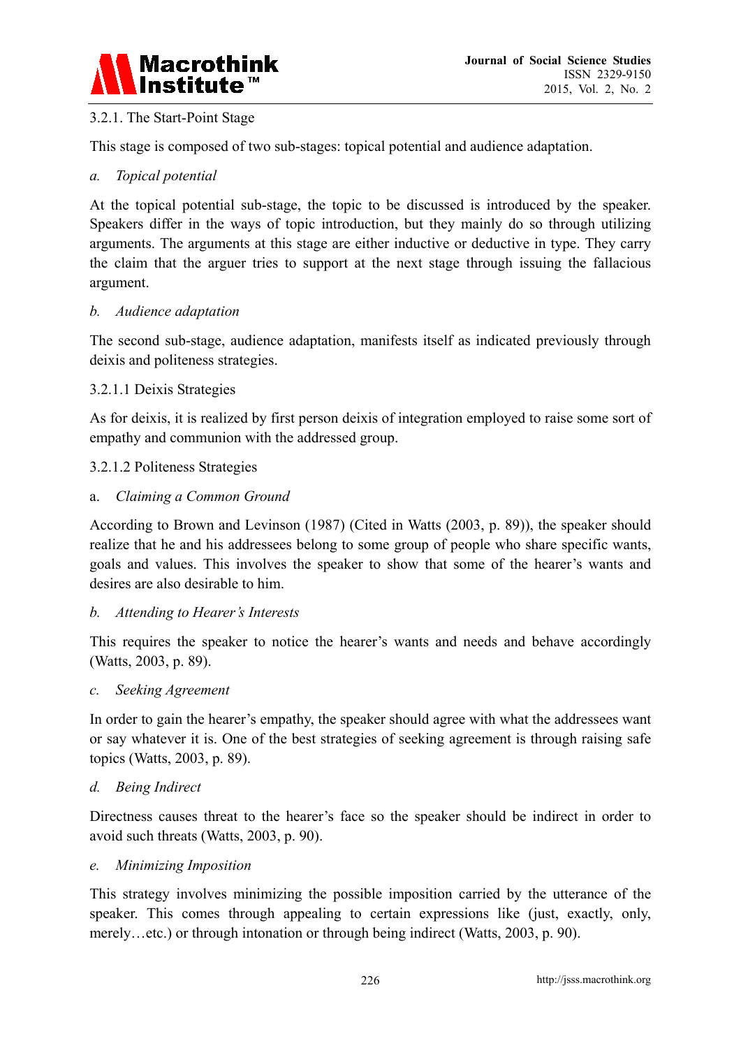#### 3.2.1. The Start-Point Stage

This stage is composed of two sub-stages: topical potential and audience adaptation.

*a. Topical potential*

At the topical potential sub-stage, the topic to be discussed is introduced by the speaker. Speakers differ in the ways of topic introduction, but they mainly do so through utilizing arguments. The arguments at this stage are either inductive or deductive in type. They carry the claim that the arguer tries to support at the next stage through issuing the fallacious argument.

*b. Audience adaptation*

The second sub-stage, audience adaptation, manifests itself as indicated previously through deixis and politeness strategies.

##### 3.2.1.1 Deixis Strategies

As for deixis, it is realized by first person deixis of integration employed to raise some sort of empathy and communion with the addressed group.

##### 3.2.1.2 Politeness Strategies

a. *Claiming a Common Ground*

According to Brown and Levinson (1987) (Cited in Watts (2003, p. 89)), the speaker should realize that he and his addressees belong to some group of people who share specific wants, goals and values. This involves the speaker to show that some of the hearer's wants and desires are also desirable to him.

*b. Attending to Hearer's Interests*

This requires the speaker to notice the hearer's wants and needs and behave accordingly (Watts, 2003, p. 89).

*c. Seeking Agreement*

In order to gain the hearer's empathy, the speaker should agree with what the addressees want or say whatever it is. One of the best strategies of seeking agreement is through raising safe topics (Watts, 2003, p. 89).

*d. Being Indirect*

Directness causes threat to the hearer's face so the speaker should be indirect in order to avoid such threats (Watts, 2003, p. 90).

*e. Minimizing Imposition*

This strategy involves minimizing the possible imposition carried by the utterance of the speaker. This comes through appealing to certain expressions like (just, exactly, only, merely…etc.) or through intonation or through being indirect (Watts, 2003, p. 90).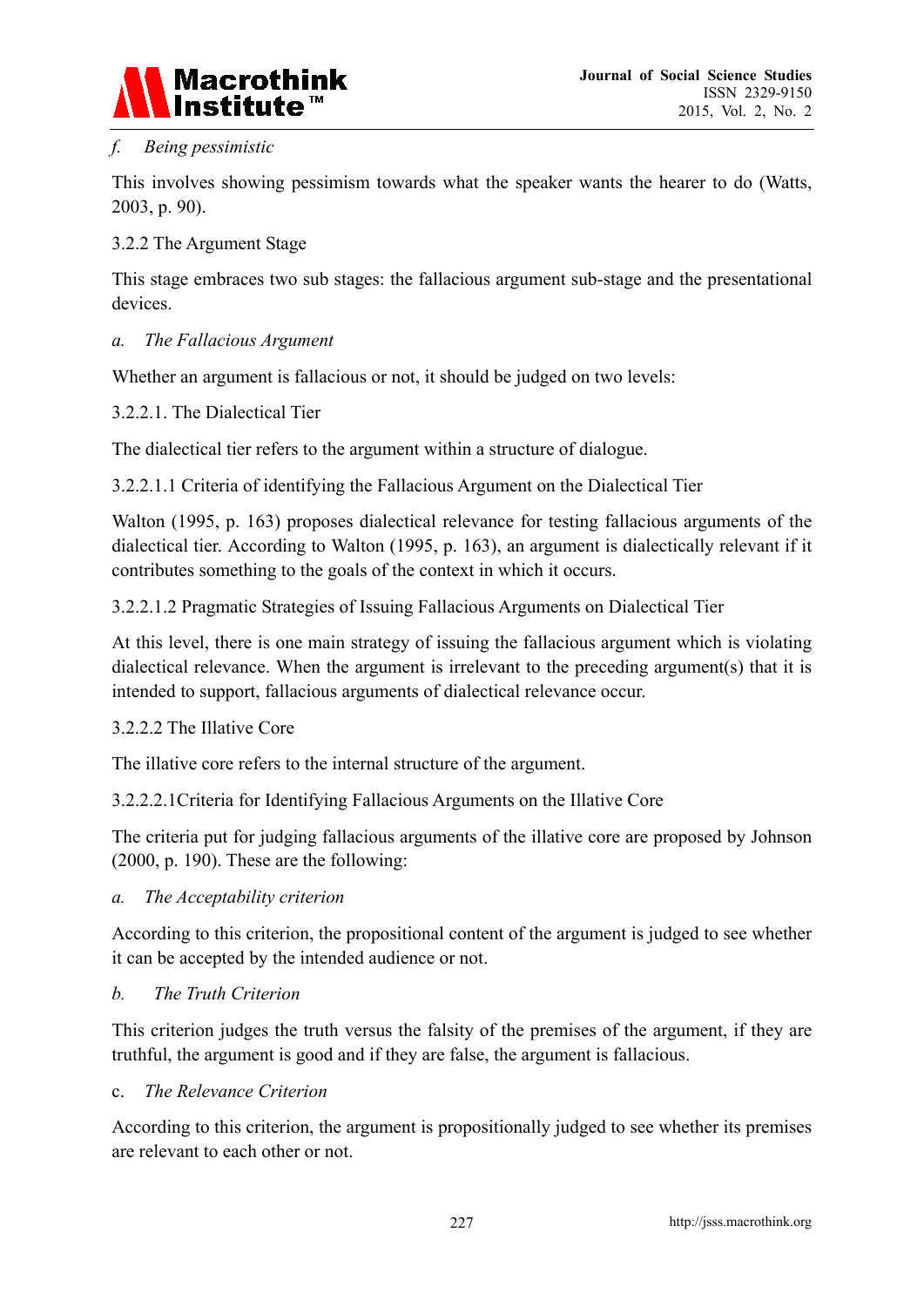*f. Being pessimistic*

This involves showing pessimism towards what the speaker wants the hearer to do (Watts, 2003, p. 90).

### 3.2.2 The Argument Stage

This stage embraces two sub stages: the fallacious argument sub-stage and the presentational devices.

*a. The Fallacious Argument*

Whether an argument is fallacious or not, it should be judged on two levels:

#### 3.2.2.1. The Dialectical Tier

The dialectical tier refers to the argument within a structure of dialogue.

##### 3.2.2.1.1 Criteria of identifying the Fallacious Argument on the Dialectical Tier

Walton (1995, p. 163) proposes dialectical relevance for testing fallacious arguments of the dialectical tier. According to Walton (1995, p. 163), an argument is dialectically relevant if it contributes something to the goals of the context in which it occurs.

##### 3.2.2.1.2 Pragmatic Strategies of Issuing Fallacious Arguments on Dialectical Tier

At this level, there is one main strategy of issuing the fallacious argument which is violating dialectical relevance. When the argument is irrelevant to the preceding argument(s) that it is intended to support, fallacious arguments of dialectical relevance occur.

#### 3.2.2.2 The Illative Core

The illative core refers to the internal structure of the argument.

##### 3.2.2.2.1Criteria for Identifying Fallacious Arguments on the Illative Core

The criteria put for judging fallacious arguments of the illative core are proposed by Johnson (2000, p. 190). These are the following:

*a. The Acceptability criterion*

According to this criterion, the propositional content of the argument is judged to see whether it can be accepted by the intended audience or not.

*b. The Truth Criterion*

This criterion judges the truth versus the falsity of the premises of the argument, if they are truthful, the argument is good and if they are false, the argument is fallacious.

c. *The Relevance Criterion*

According to this criterion, the argument is propositionally judged to see whether its premises are relevant to each other or not.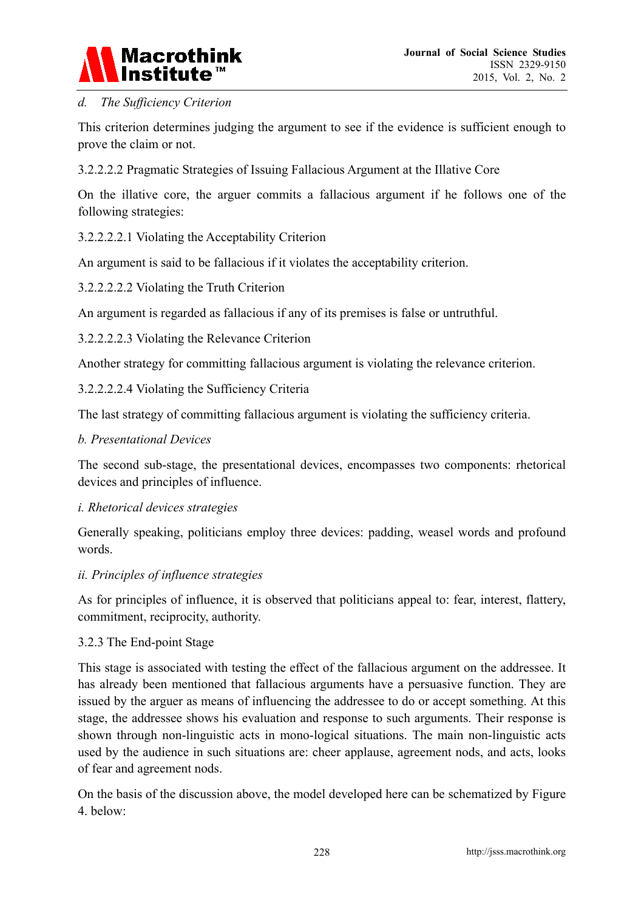*d. The Sufficiency Criterion*

This criterion determines judging the argument to see if the evidence is sufficient enough to prove the claim or not.

3.2.2.2.2 Pragmatic Strategies of Issuing Fallacious Argument at the Illative Core

On the illative core, the arguer commits a fallacious argument if he follows one of the following strategies:

3.2.2.2.2.1 Violating the Acceptability Criterion

An argument is said to be fallacious if it violates the acceptability criterion.

3.2.2.2.2.2 Violating the Truth Criterion

An argument is regarded as fallacious if any of its premises is false or untruthful.

3.2.2.2.2.3 Violating the Relevance Criterion

Another strategy for committing fallacious argument is violating the relevance criterion.

3.2.2.2.2.4 Violating the Sufficiency Criteria

The last strategy of committing fallacious argument is violating the sufficiency criteria.

*b. Presentational Devices*

The second sub-stage, the presentational devices, encompasses two components: rhetorical devices and principles of influence.

*i. Rhetorical devices strategies*

Generally speaking, politicians employ three devices: padding, weasel words and profound words.

*ii. Principles of influence strategies*

As for principles of influence, it is observed that politicians appeal to: fear, interest, flattery, commitment, reciprocity, authority.

3.2.3 The End-point Stage

This stage is associated with testing the effect of the fallacious argument on the addressee. It has already been mentioned that fallacious arguments have a persuasive function. They are issued by the arguer as means of influencing the addressee to do or accept something. At this stage, the addressee shows his evaluation and response to such arguments. Their response is shown through non-linguistic acts in mono-logical situations. The main non-linguistic acts used by the audience in such situations are: cheer applause, agreement nods, and acts, looks of fear and agreement nods.

On the basis of the discussion above, the model developed here can be schematized by Figure 4. below: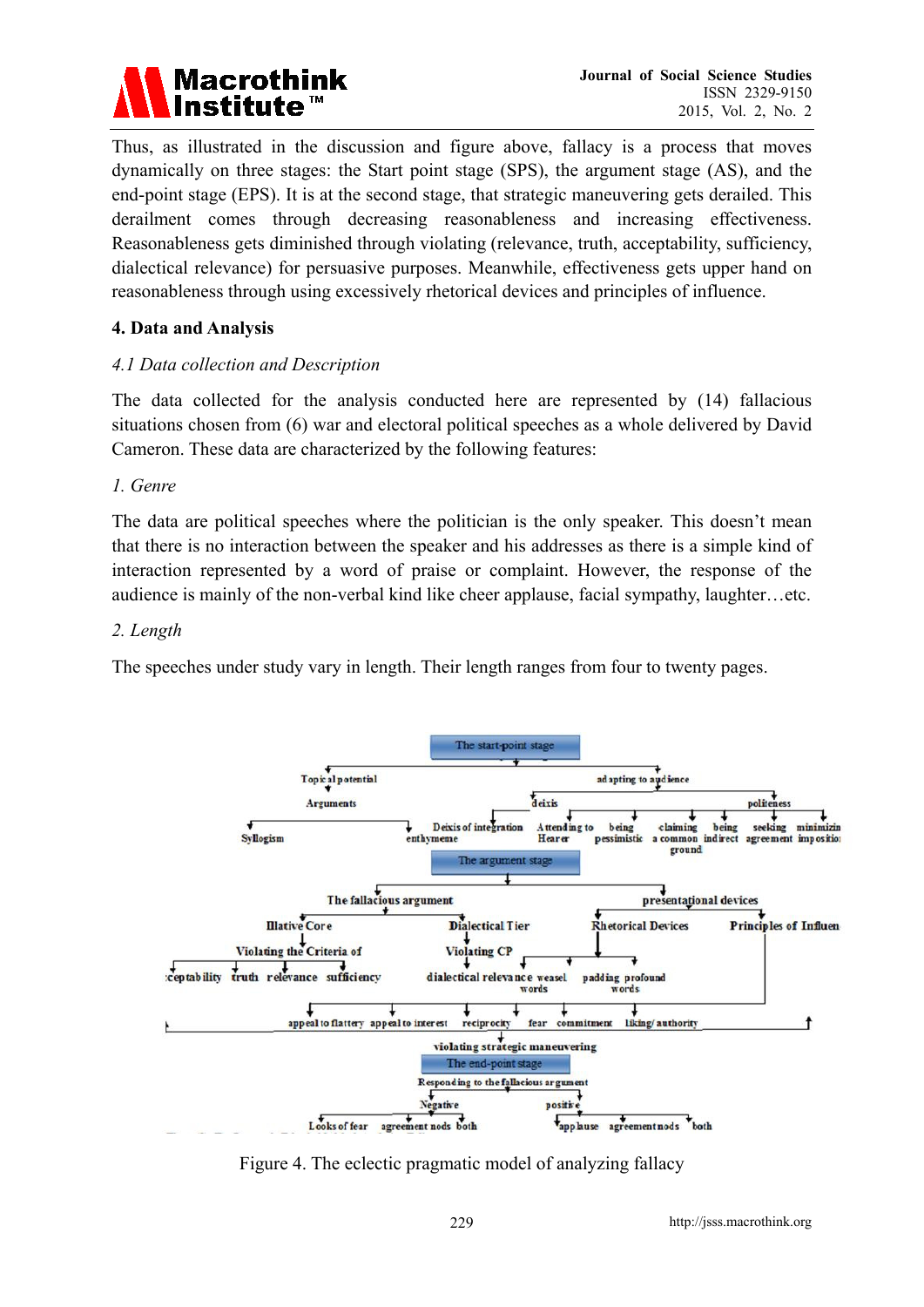Thus, as illustrated in the discussion and figure above, fallacy is a process that moves dynamically on three stages: the Start point stage (SPS), the argument stage (AS), and the end-point stage (EPS). It is at the second stage, that strategic maneuvering gets derailed. This derailment comes through decreasing reasonableness and increasing effectiveness. Reasonableness gets diminished through violating (relevance, truth, acceptability, sufficiency, dialectical relevance) for persuasive purposes. Meanwhile, effectiveness gets upper hand on reasonableness through using excessively rhetorical devices and principles of influence.

## 4. Data and Analysis

### *4.1 Data collection and Description*

The data collected for the analysis conducted here are represented by (14) fallacious situations chosen from (6) war and electoral political speeches as a whole delivered by David Cameron. These data are characterized by the following features:

*1. Genre*

The data are political speeches where the politician is the only speaker. This doesn't mean that there is no interaction between the speaker and his addresses as there is a simple kind of interaction represented by a word of praise or complaint. However, the response of the audience is mainly of the non-verbal kind like cheer applause, facial sympathy, laughter…etc.

*2. Length*

The speeches under study vary in length. Their length ranges from four to twenty pages.

Figure 4. The eclectic pragmatic model of analyzing fallacy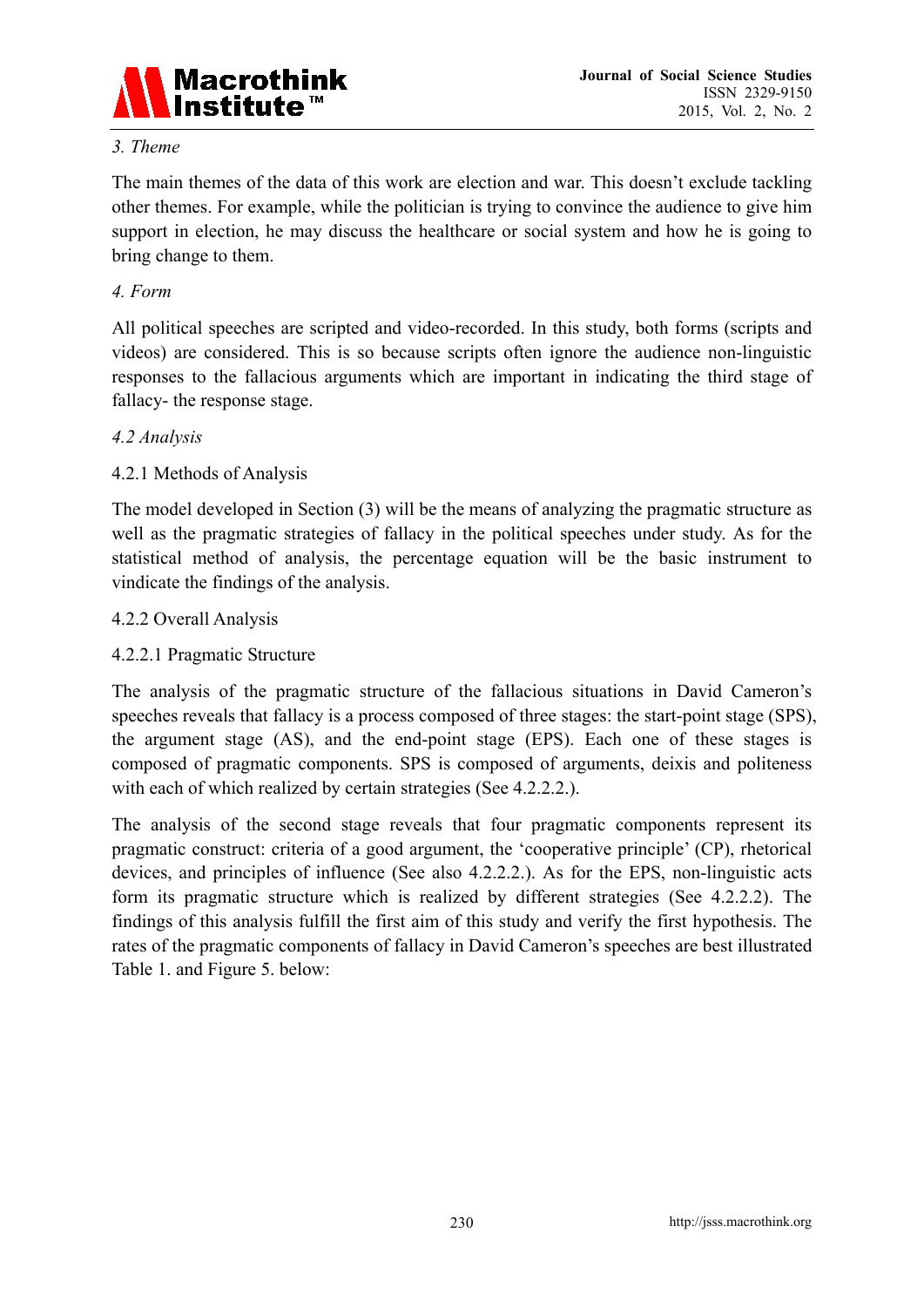*3. Theme*

The main themes of the data of this work are election and war. This doesn't exclude tackling other themes. For example, while the politician is trying to convince the audience to give him support in election, he may discuss the healthcare or social system and how he is going to bring change to them.

*4. Form*

All political speeches are scripted and video-recorded. In this study, both forms (scripts and videos) are considered. This is so because scripts often ignore the audience non-linguistic responses to the fallacious arguments which are important in indicating the third stage of fallacy- the response stage.

*4.2 Analysis*

4.2.1 Methods of Analysis

The model developed in Section (3) will be the means of analyzing the pragmatic structure as well as the pragmatic strategies of fallacy in the political speeches under study. As for the statistical method of analysis, the percentage equation will be the basic instrument to vindicate the findings of the analysis.

4.2.2 Overall Analysis

4.2.2.1 Pragmatic Structure

The analysis of the pragmatic structure of the fallacious situations in David Cameron's speeches reveals that fallacy is a process composed of three stages: the start-point stage (SPS), the argument stage (AS), and the end-point stage (EPS). Each one of these stages is composed of pragmatic components. SPS is composed of arguments, deixis and politeness with each of which realized by certain strategies (See 4.2.2.2.).

The analysis of the second stage reveals that four pragmatic components represent its pragmatic construct: criteria of a good argument, the 'cooperative principle' (CP), rhetorical devices, and principles of influence (See also 4.2.2.2.). As for the EPS, non-linguistic acts form its pragmatic structure which is realized by different strategies (See 4.2.2.2). The findings of this analysis fulfill the first aim of this study and verify the first hypothesis. The rates of the pragmatic components of fallacy in David Cameron's speeches are best illustrated Table 1. and Figure 5. below: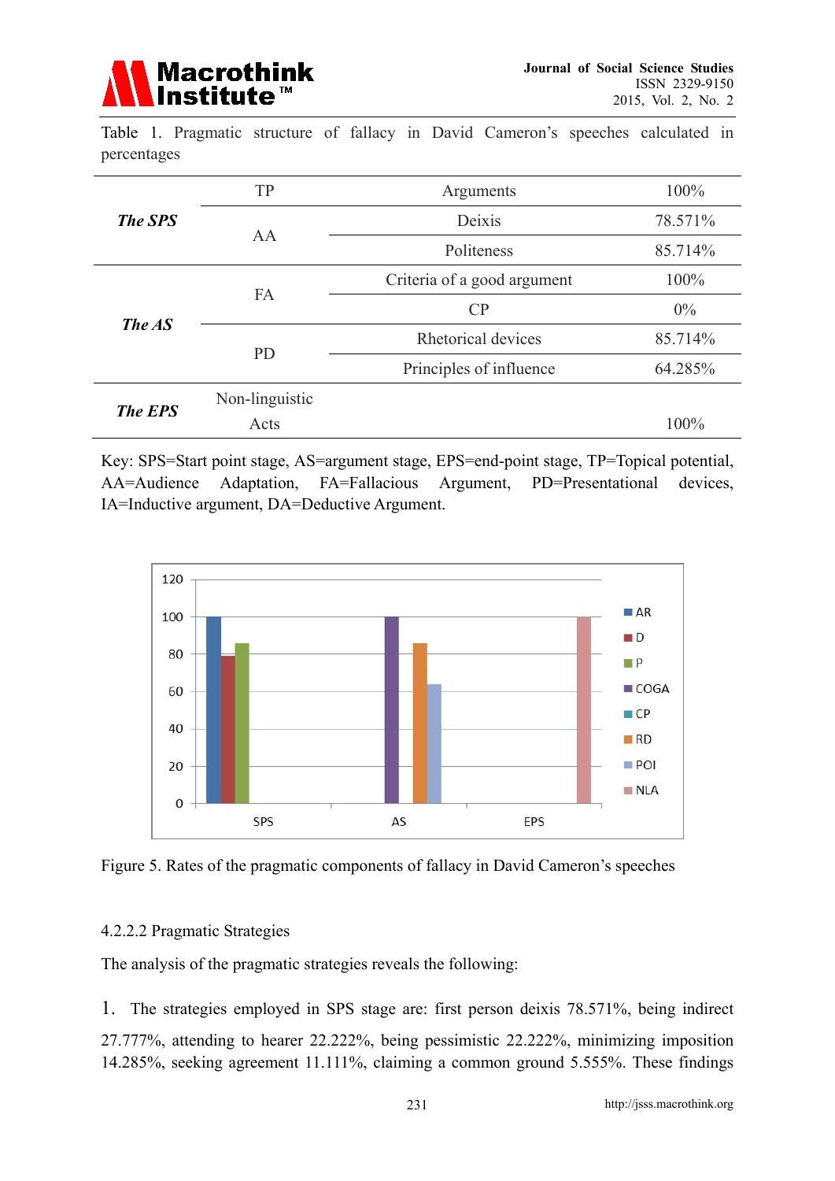Table 1. Pragmatic structure of fallacy in David Cameron's speeches calculated in percentages

| | | | |
|---|---|---|---|
| ***The SPS*** | TP | Arguments | 100% |
| | AA | Deixis | 78.571% |
| | | Politeness | 85.714% |
| ***The AS*** | FA | Criteria of a good argument | 100% |
| | | CP | 0% |
| | PD | Rhetorical devices | 85.714% |
| | | Principles of influence | 64.285% |
| ***The EPS*** | Non-linguistic Acts | | 100% |

Key: SPS=Start point stage, AS=argument stage, EPS=end-point stage, TP=Topical potential, AA=Audience Adaptation, FA=Fallacious Argument, PD=Presentational devices, IA=Inductive argument, DA=Deductive Argument.

Figure 5. Rates of the pragmatic components of fallacy in David Cameron's speeches

#### 4.2.2.2 Pragmatic Strategies

The analysis of the pragmatic strategies reveals the following:

1. The strategies employed in SPS stage are: first person deixis 78.571%, being indirect 27.777%, attending to hearer 22.222%, being pessimistic 22.222%, minimizing imposition 14.285%, seeking agreement 11.111%, claiming a common ground 5.555%. These findings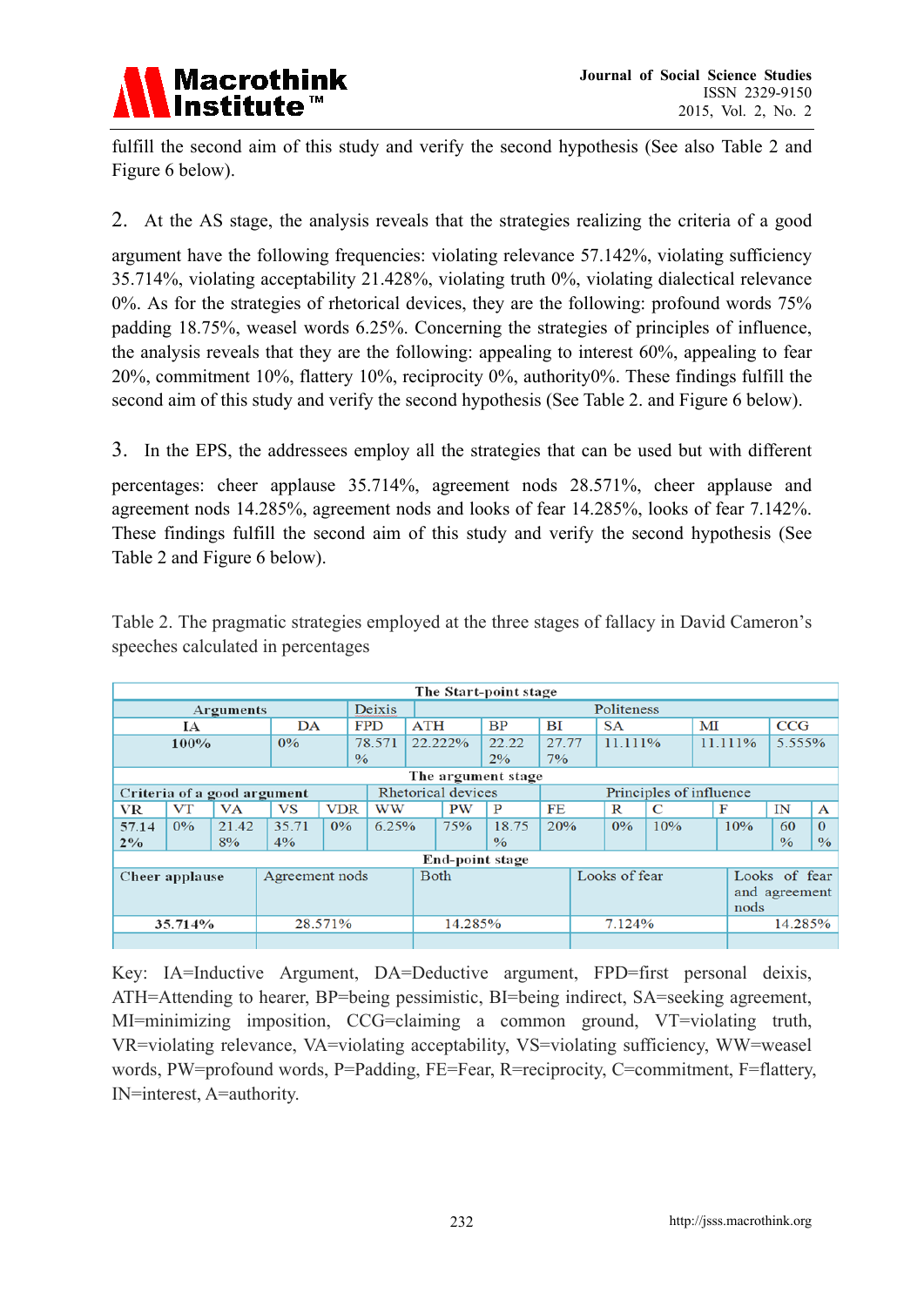fulfill the second aim of this study and verify the second hypothesis (See also Table 2 and Figure 6 below).

2. At the AS stage, the analysis reveals that the strategies realizing the criteria of a good argument have the following frequencies: violating relevance 57.142%, violating sufficiency 35.714%, violating acceptability 21.428%, violating truth 0%, violating dialectical relevance 0%. As for the strategies of rhetorical devices, they are the following: profound words 75% padding 18.75%, weasel words 6.25%. Concerning the strategies of principles of influence, the analysis reveals that they are the following: appealing to interest 60%, appealing to fear 20%, commitment 10%, flattery 10%, reciprocity 0%, authority0%. These findings fulfill the second aim of this study and verify the second hypothesis (See Table 2. and Figure 6 below).

3. In the EPS, the addressees employ all the strategies that can be used but with different percentages: cheer applause 35.714%, agreement nods 28.571%, cheer applause and agreement nods 14.285%, agreement nods and looks of fear 14.285%, looks of fear 7.142%. These findings fulfill the second aim of this study and verify the second hypothesis (See Table 2 and Figure 6 below).

Table 2. The pragmatic strategies employed at the three stages of fallacy in David Cameron's speeches calculated in percentages

**The Start-point stage**

| Arguments | | Deixis | Politeness | | | | | |
|---|---|---|---|---|---|---|---|---|
| IA | DA | FPD | ATH | BP | BI | SA | MI | CCG |
| 100% | 0% | 78.571% | 22.222% | 22.222% | 27.777% | 11.111% | 11.111% | 5.555% |

**The argument stage**

| Criteria of a good argument | | | | | Rhetorical devices | | | Principles of influence | | | | | |
|---|---|---|---|---|---|---|---|---|---|---|---|---|---|
| VR | VT | VA | VS | VDR | WW | PW | P | FE | R | C | F | IN | A |
| 57.142% | 0% | 21.428% | 35.714% | 0% | 6.25% | 75% | 18.75% | 20% | 0% | 10% | 10% | 60% | 0% |

**End-point stage**

| Cheer applause | Agreement nods | Both | Looks of fear | Looks of fear and agreement nods |
|---|---|---|---|---|
| 35.714% | 28.571% | 14.285% | 7.124% | 14.285% |

Key: IA=Inductive Argument, DA=Deductive argument, FPD=first personal deixis, ATH=Attending to hearer, BP=being pessimistic, BI=being indirect, SA=seeking agreement, MI=minimizing imposition, CCG=claiming a common ground, VT=violating truth, VR=violating relevance, VA=violating acceptability, VS=violating sufficiency, WW=weasel words, PW=profound words, P=Padding, FE=Fear, R=reciprocity, C=commitment, F=flattery, IN=interest, A=authority.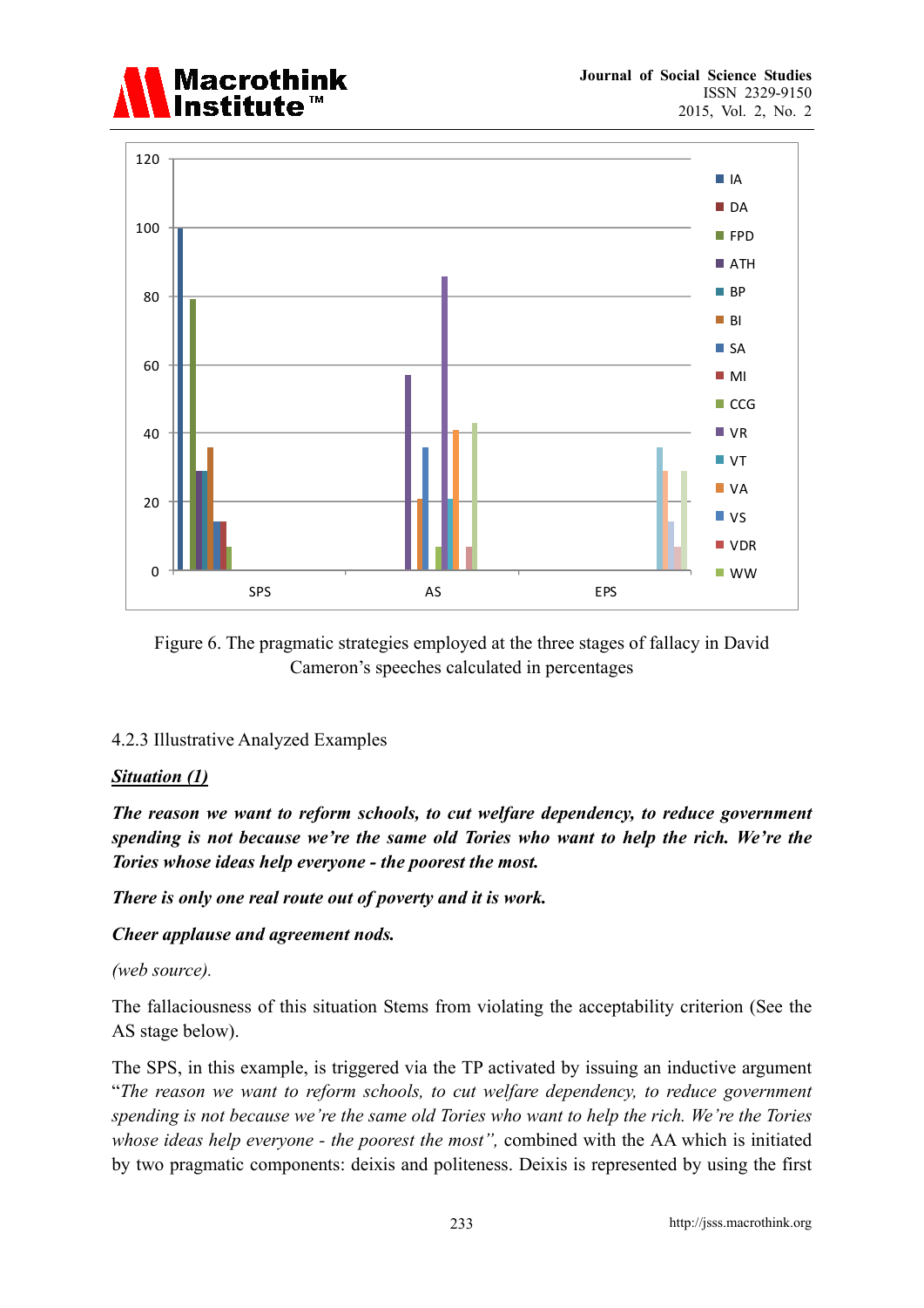Figure 6. The pragmatic strategies employed at the three stages of fallacy in David Cameron's speeches calculated in percentages

4.2.3 Illustrative Analyzed Examples

***Situation (1)***

***The reason we want to reform schools, to cut welfare dependency, to reduce government spending is not because we're the same old Tories who want to help the rich. We're the Tories whose ideas help everyone - the poorest the most.***

***There is only one real route out of poverty and it is work.***

***Cheer applause and agreement nods.***

*(web source).*

The fallaciousness of this situation Stems from violating the acceptability criterion (See the AS stage below).

The SPS, in this example, is triggered via the TP activated by issuing an inductive argument "*The reason we want to reform schools, to cut welfare dependency, to reduce government spending is not because we're the same old Tories who want to help the rich. We're the Tories whose ideas help everyone - the poorest the most*", combined with the AA which is initiated by two pragmatic components: deixis and politeness. Deixis is represented by using the first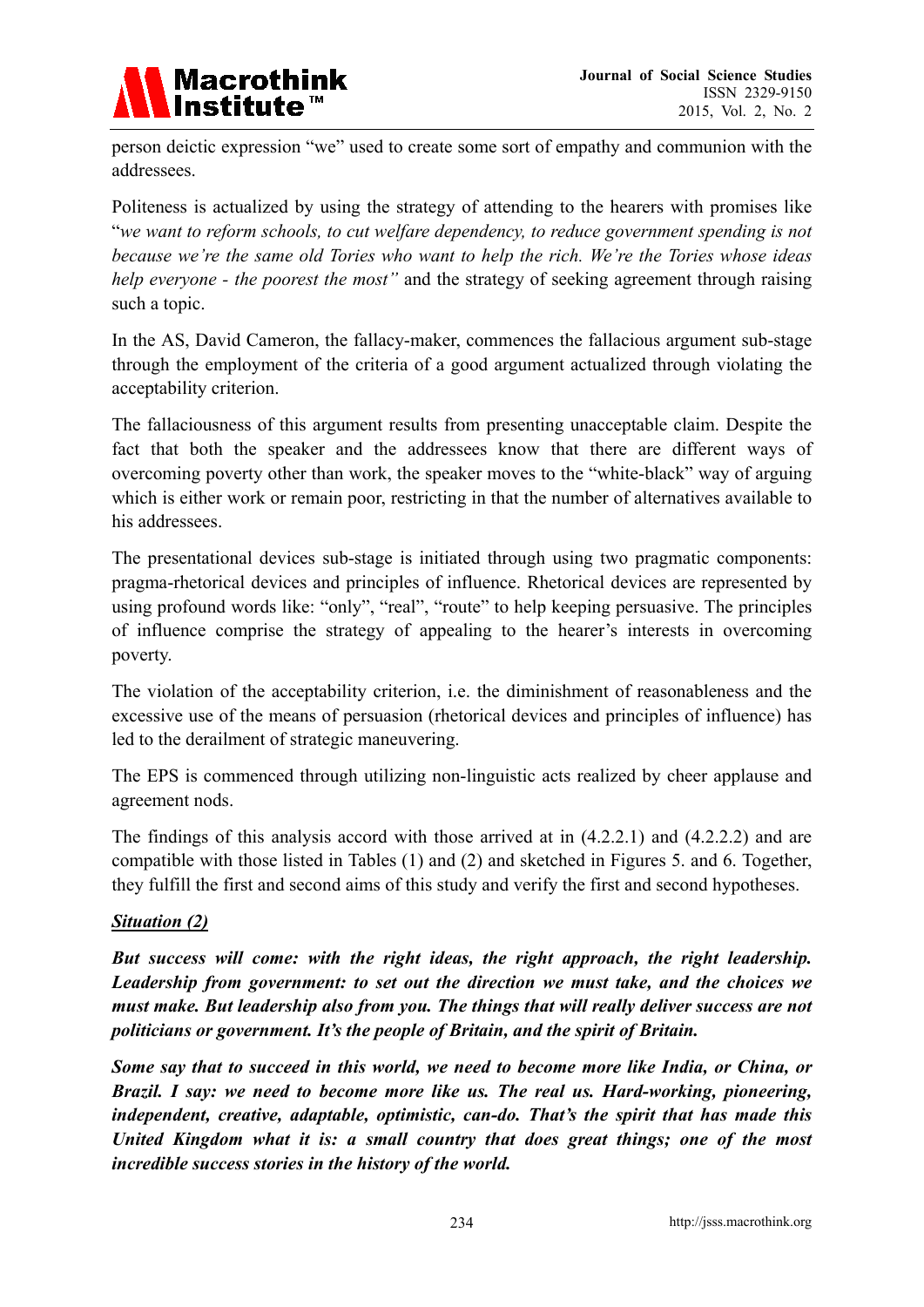person deictic expression "we" used to create some sort of empathy and communion with the addressees.

Politeness is actualized by using the strategy of attending to the hearers with promises like "*we want to reform schools, to cut welfare dependency, to reduce government spending is not because we're the same old Tories who want to help the rich. We're the Tories whose ideas help everyone - the poorest the most"* and the strategy of seeking agreement through raising such a topic.

In the AS, David Cameron, the fallacy-maker, commences the fallacious argument sub-stage through the employment of the criteria of a good argument actualized through violating the acceptability criterion.

The fallaciousness of this argument results from presenting unacceptable claim. Despite the fact that both the speaker and the addressees know that there are different ways of overcoming poverty other than work, the speaker moves to the "white-black" way of arguing which is either work or remain poor, restricting in that the number of alternatives available to his addressees.

The presentational devices sub-stage is initiated through using two pragmatic components: pragma-rhetorical devices and principles of influence. Rhetorical devices are represented by using profound words like: "only", "real", "route" to help keeping persuasive. The principles of influence comprise the strategy of appealing to the hearer's interests in overcoming poverty.

The violation of the acceptability criterion, i.e. the diminishment of reasonableness and the excessive use of the means of persuasion (rhetorical devices and principles of influence) has led to the derailment of strategic maneuvering.

The EPS is commenced through utilizing non-linguistic acts realized by cheer applause and agreement nods.

The findings of this analysis accord with those arrived at in (4.2.2.1) and (4.2.2.2) and are compatible with those listed in Tables (1) and (2) and sketched in Figures 5. and 6. Together, they fulfill the first and second aims of this study and verify the first and second hypotheses.

***Situation (2)***

***But success will come: with the right ideas, the right approach, the right leadership. Leadership from government: to set out the direction we must take, and the choices we must make. But leadership also from you. The things that will really deliver success are not politicians or government. It's the people of Britain, and the spirit of Britain.***

***Some say that to succeed in this world, we need to become more like India, or China, or Brazil. I say: we need to become more like us. The real us. Hard-working, pioneering, independent, creative, adaptable, optimistic, can-do. That's the spirit that has made this United Kingdom what it is: a small country that does great things; one of the most incredible success stories in the history of the world.***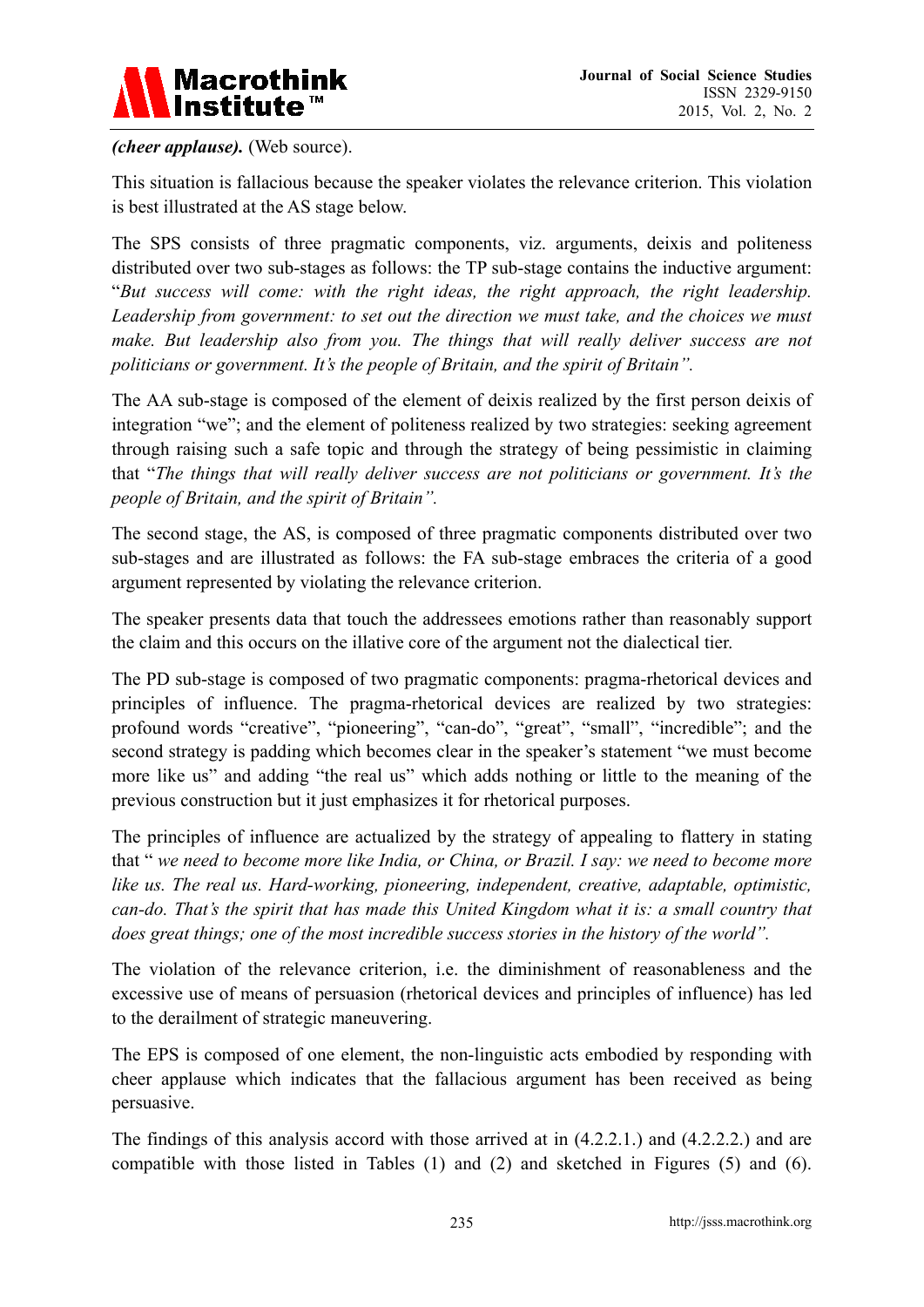***(cheer applause).*** (Web source).

This situation is fallacious because the speaker violates the relevance criterion. This violation is best illustrated at the AS stage below.

The SPS consists of three pragmatic components, viz. arguments, deixis and politeness distributed over two sub-stages as follows: the TP sub-stage contains the inductive argument: "*But success will come: with the right ideas, the right approach, the right leadership. Leadership from government: to set out the direction we must take, and the choices we must make. But leadership also from you. The things that will really deliver success are not politicians or government. It's the people of Britain, and the spirit of Britain".*

The AA sub-stage is composed of the element of deixis realized by the first person deixis of integration "we"; and the element of politeness realized by two strategies: seeking agreement through raising such a safe topic and through the strategy of being pessimistic in claiming that "*The things that will really deliver success are not politicians or government. It's the people of Britain, and the spirit of Britain".*

The second stage, the AS, is composed of three pragmatic components distributed over two sub-stages and are illustrated as follows: the FA sub-stage embraces the criteria of a good argument represented by violating the relevance criterion.

The speaker presents data that touch the addressees emotions rather than reasonably support the claim and this occurs on the illative core of the argument not the dialectical tier.

The PD sub-stage is composed of two pragmatic components: pragma-rhetorical devices and principles of influence. The pragma-rhetorical devices are realized by two strategies: profound words "creative", "pioneering", "can-do", "great", "small", "incredible"; and the second strategy is padding which becomes clear in the speaker's statement "we must become more like us" and adding "the real us" which adds nothing or little to the meaning of the previous construction but it just emphasizes it for rhetorical purposes.

The principles of influence are actualized by the strategy of appealing to flattery in stating that " *we need to become more like India, or China, or Brazil. I say: we need to become more like us. The real us. Hard-working, pioneering, independent, creative, adaptable, optimistic, can-do. That's the spirit that has made this United Kingdom what it is: a small country that does great things; one of the most incredible success stories in the history of the world".*

The violation of the relevance criterion, i.e. the diminishment of reasonableness and the excessive use of means of persuasion (rhetorical devices and principles of influence) has led to the derailment of strategic maneuvering.

The EPS is composed of one element, the non-linguistic acts embodied by responding with cheer applause which indicates that the fallacious argument has been received as being persuasive.

The findings of this analysis accord with those arrived at in (4.2.2.1.) and (4.2.2.2.) and are compatible with those listed in Tables (1) and (2) and sketched in Figures (5) and (6).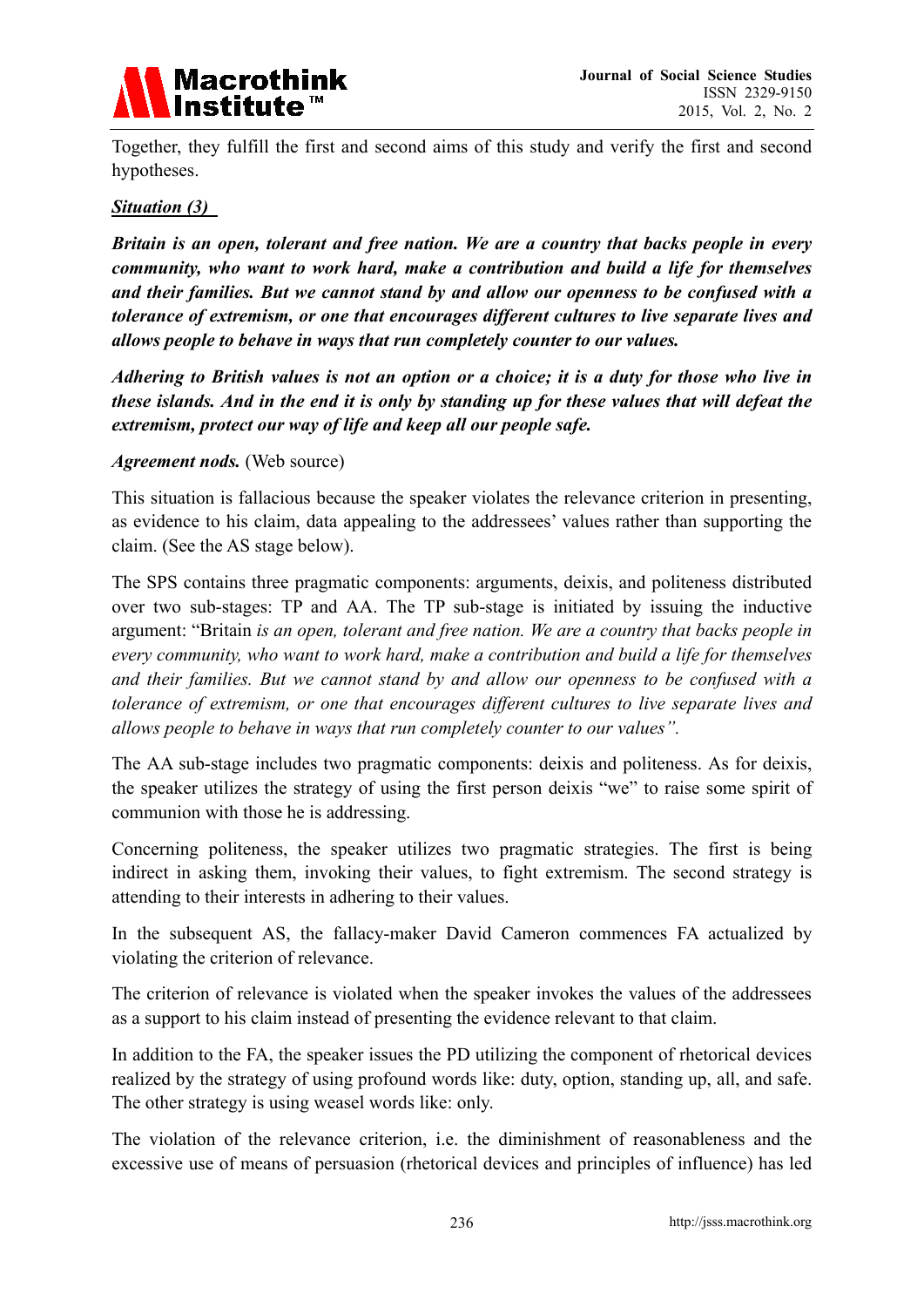Together, they fulfill the first and second aims of this study and verify the first and second hypotheses.

***Situation (3)***

***Britain is an open, tolerant and free nation. We are a country that backs people in every community, who want to work hard, make a contribution and build a life for themselves and their families. But we cannot stand by and allow our openness to be confused with a tolerance of extremism, or one that encourages different cultures to live separate lives and allows people to behave in ways that run completely counter to our values.***

***Adhering to British values is not an option or a choice; it is a duty for those who live in these islands. And in the end it is only by standing up for these values that will defeat the extremism, protect our way of life and keep all our people safe.***

***Agreement nods.*** (Web source)

This situation is fallacious because the speaker violates the relevance criterion in presenting, as evidence to his claim, data appealing to the addressees' values rather than supporting the claim. (See the AS stage below).

The SPS contains three pragmatic components: arguments, deixis, and politeness distributed over two sub-stages: TP and AA. The TP sub-stage is initiated by issuing the inductive argument: "Britain *is an open, tolerant and free nation. We are a country that backs people in every community, who want to work hard, make a contribution and build a life for themselves and their families. But we cannot stand by and allow our openness to be confused with a tolerance of extremism, or one that encourages different cultures to live separate lives and allows people to behave in ways that run completely counter to our values".*

The AA sub-stage includes two pragmatic components: deixis and politeness. As for deixis, the speaker utilizes the strategy of using the first person deixis "we" to raise some spirit of communion with those he is addressing.

Concerning politeness, the speaker utilizes two pragmatic strategies. The first is being indirect in asking them, invoking their values, to fight extremism. The second strategy is attending to their interests in adhering to their values.

In the subsequent AS, the fallacy-maker David Cameron commences FA actualized by violating the criterion of relevance.

The criterion of relevance is violated when the speaker invokes the values of the addressees as a support to his claim instead of presenting the evidence relevant to that claim.

In addition to the FA, the speaker issues the PD utilizing the component of rhetorical devices realized by the strategy of using profound words like: duty, option, standing up, all, and safe. The other strategy is using weasel words like: only.

The violation of the relevance criterion, i.e. the diminishment of reasonableness and the excessive use of means of persuasion (rhetorical devices and principles of influence) has led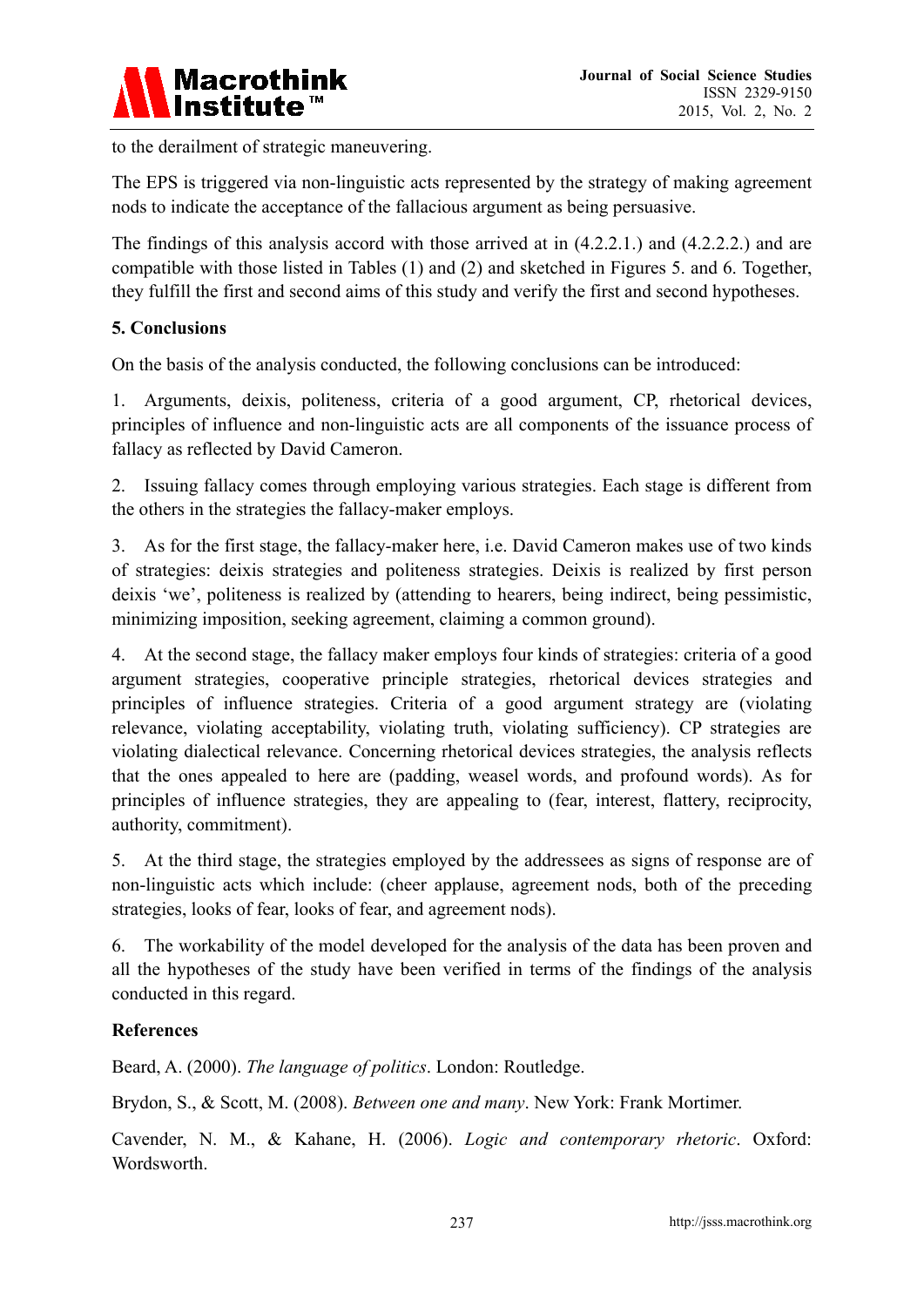to the derailment of strategic maneuvering.

The EPS is triggered via non-linguistic acts represented by the strategy of making agreement nods to indicate the acceptance of the fallacious argument as being persuasive.

The findings of this analysis accord with those arrived at in (4.2.2.1.) and (4.2.2.2.) and are compatible with those listed in Tables (1) and (2) and sketched in Figures 5. and 6. Together, they fulfill the first and second aims of this study and verify the first and second hypotheses.

## 5. Conclusions

On the basis of the analysis conducted, the following conclusions can be introduced:

1. Arguments, deixis, politeness, criteria of a good argument, CP, rhetorical devices, principles of influence and non-linguistic acts are all components of the issuance process of fallacy as reflected by David Cameron.

2. Issuing fallacy comes through employing various strategies. Each stage is different from the others in the strategies the fallacy-maker employs.

3. As for the first stage, the fallacy-maker here, i.e. David Cameron makes use of two kinds of strategies: deixis strategies and politeness strategies. Deixis is realized by first person deixis 'we', politeness is realized by (attending to hearers, being indirect, being pessimistic, minimizing imposition, seeking agreement, claiming a common ground).

4. At the second stage, the fallacy maker employs four kinds of strategies: criteria of a good argument strategies, cooperative principle strategies, rhetorical devices strategies and principles of influence strategies. Criteria of a good argument strategy are (violating relevance, violating acceptability, violating truth, violating sufficiency). CP strategies are violating dialectical relevance. Concerning rhetorical devices strategies, the analysis reflects that the ones appealed to here are (padding, weasel words, and profound words). As for principles of influence strategies, they are appealing to (fear, interest, flattery, reciprocity, authority, commitment).

5. At the third stage, the strategies employed by the addressees as signs of response are of non-linguistic acts which include: (cheer applause, agreement nods, both of the preceding strategies, looks of fear, looks of fear, and agreement nods).

6. The workability of the model developed for the analysis of the data has been proven and all the hypotheses of the study have been verified in terms of the findings of the analysis conducted in this regard.

## References

Beard, A. (2000). *The language of politics*. London: Routledge.

Brydon, S., & Scott, M. (2008). *Between one and many*. New York: Frank Mortimer.

Cavender, N. M., & Kahane, H. (2006). *Logic and contemporary rhetoric*. Oxford: Wordsworth.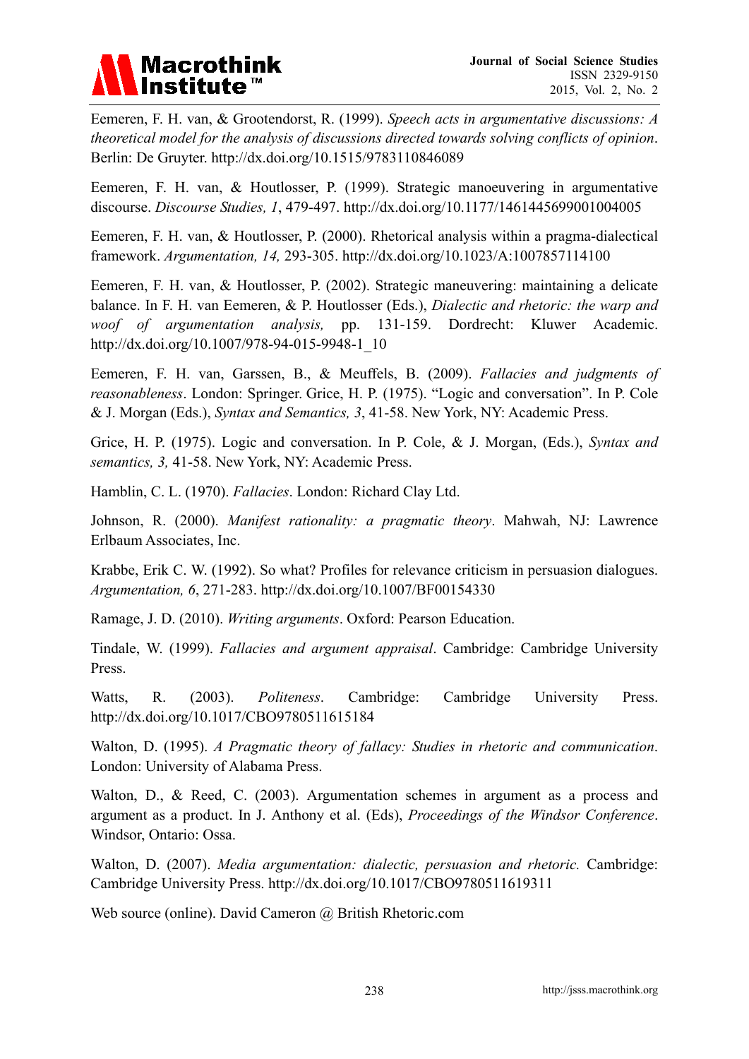Eemeren, F. H. van, & Grootendorst, R. (1999). *Speech acts in argumentative discussions: A theoretical model for the analysis of discussions directed towards solving conflicts of opinion*. Berlin: De Gruyter. http://dx.doi.org/10.1515/9783110846089

Eemeren, F. H. van, & Houtlosser, P. (1999). Strategic manoeuvering in argumentative discourse. *Discourse Studies, 1*, 479-497. http://dx.doi.org/10.1177/1461445699001004005

Eemeren, F. H. van, & Houtlosser, P. (2000). Rhetorical analysis within a pragma-dialectical framework. *Argumentation, 14,* 293-305. http://dx.doi.org/10.1023/A:1007857114100

Eemeren, F. H. van, & Houtlosser, P. (2002). Strategic maneuvering: maintaining a delicate balance. In F. H. van Eemeren, & P. Houtlosser (Eds.), *Dialectic and rhetoric: the warp and woof of argumentation analysis,* pp. 131-159. Dordrecht: Kluwer Academic. http://dx.doi.org/10.1007/978-94-015-9948-1_10

Eemeren, F. H. van, Garssen, B., & Meuffels, B. (2009). *Fallacies and judgments of reasonableness*. London: Springer. Grice, H. P. (1975). "Logic and conversation". In P. Cole & J. Morgan (Eds.), *Syntax and Semantics, 3*, 41-58. New York, NY: Academic Press.

Grice, H. P. (1975). Logic and conversation. In P. Cole, & J. Morgan, (Eds.), *Syntax and semantics, 3,* 41-58. New York, NY: Academic Press.

Hamblin, C. L. (1970). *Fallacies*. London: Richard Clay Ltd.

Johnson, R. (2000). *Manifest rationality: a pragmatic theory*. Mahwah, NJ: Lawrence Erlbaum Associates, Inc.

Krabbe, Erik C. W. (1992). So what? Profiles for relevance criticism in persuasion dialogues. *Argumentation, 6*, 271-283. http://dx.doi.org/10.1007/BF00154330

Ramage, J. D. (2010). *Writing arguments*. Oxford: Pearson Education.

Tindale, W. (1999). *Fallacies and argument appraisal*. Cambridge: Cambridge University Press.

Watts, R. (2003). *Politeness*. Cambridge: Cambridge University Press. http://dx.doi.org/10.1017/CBO9780511615184

Walton, D. (1995). *A Pragmatic theory of fallacy: Studies in rhetoric and communication*. London: University of Alabama Press.

Walton, D., & Reed, C. (2003). Argumentation schemes in argument as a process and argument as a product. In J. Anthony et al. (Eds), *Proceedings of the Windsor Conference*. Windsor, Ontario: Ossa.

Walton, D. (2007). *Media argumentation: dialectic, persuasion and rhetoric.* Cambridge: Cambridge University Press. http://dx.doi.org/10.1017/CBO9780511619311

Web source (online). David Cameron @ British Rhetoric.com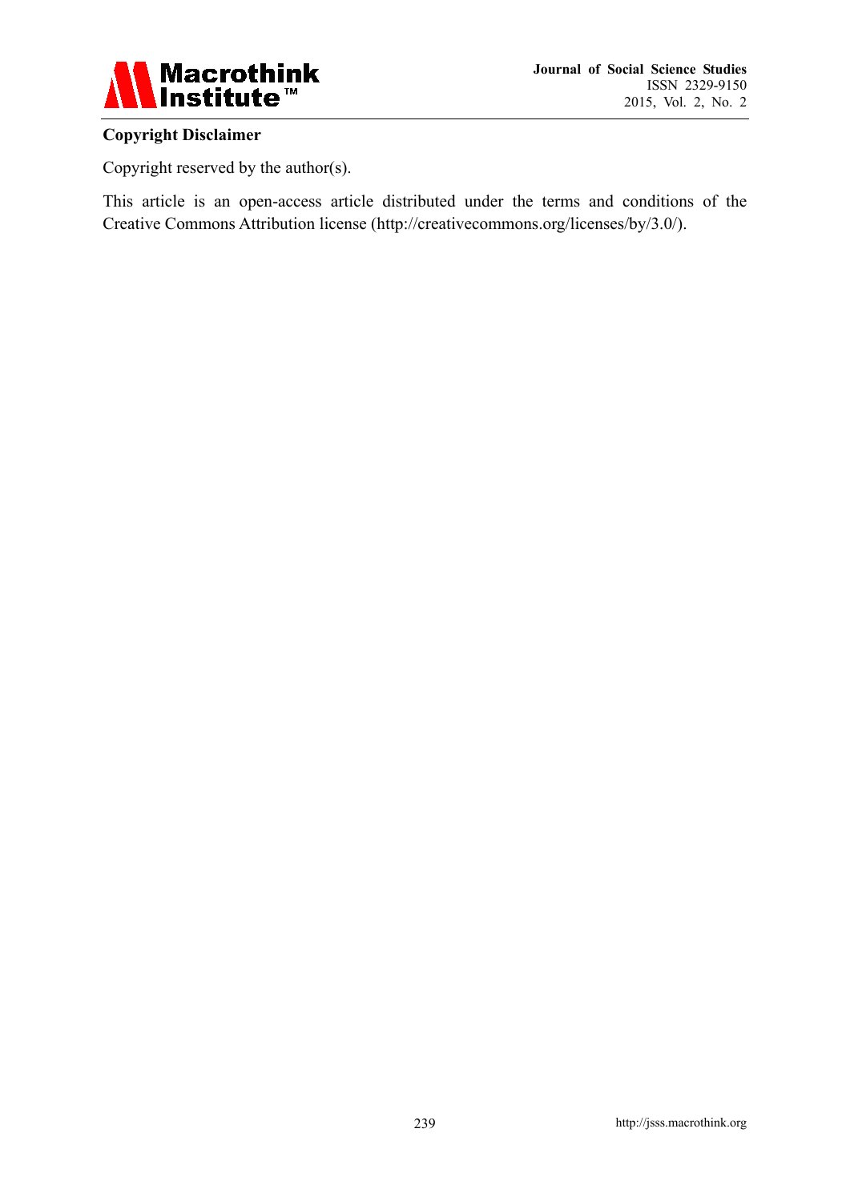**Copyright Disclaimer**

Copyright reserved by the author(s).

This article is an open-access article distributed under the terms and conditions of the Creative Commons Attribution license (http://creativecommons.org/licenses/by/3.0/).